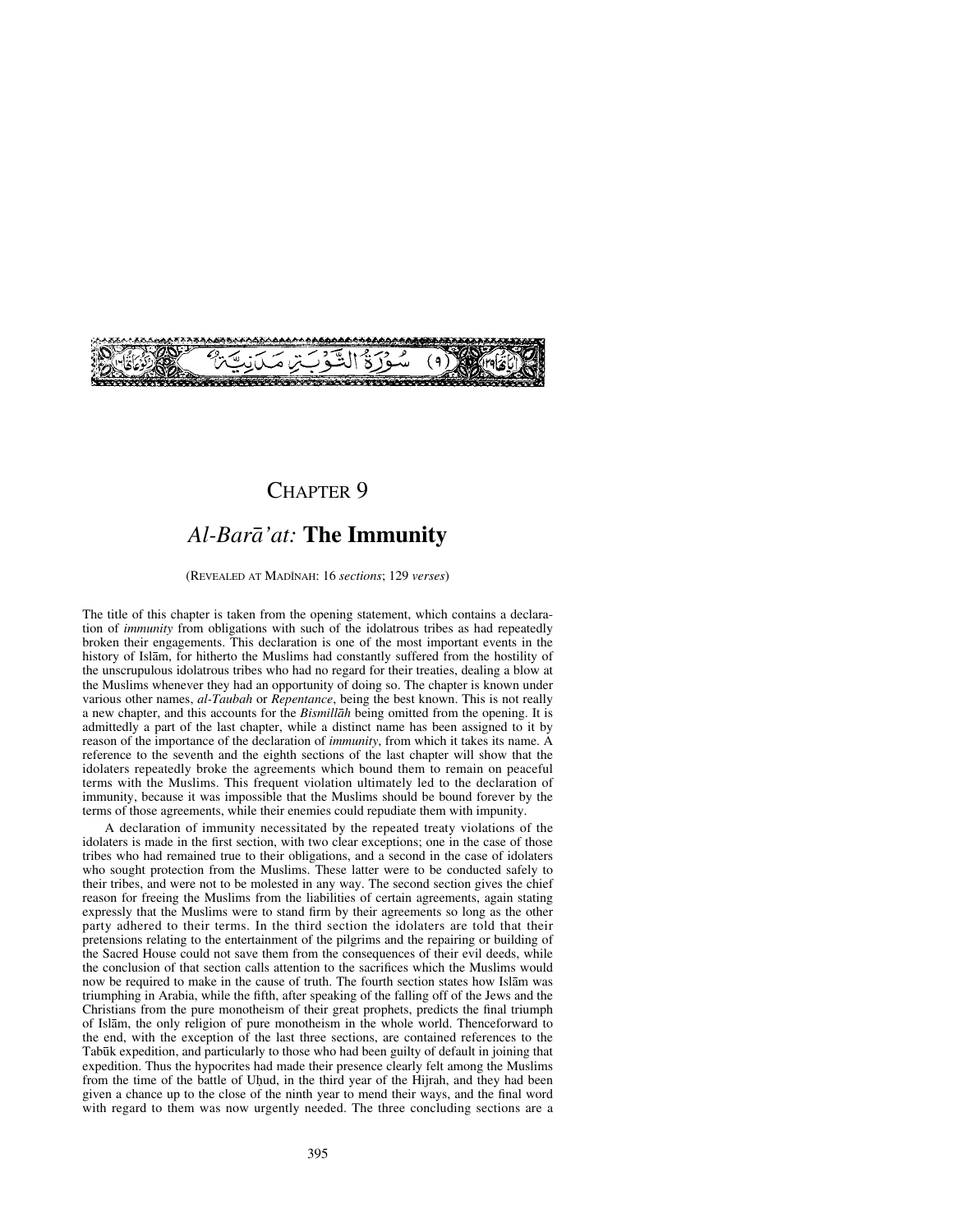(٩) سُورَةُ التَّوْبَةِ مَدَنِيَّةٌ

# CHAPTER 9

## *Al-Barā'at:* **The Immunity**

(REVEALED AT MADĪNAH: 16 *sections*; 129 *verses*)

The title of this chapter is taken from the opening statement, which contains a declaration of *immunity* from obligations with such of the idolatrous tribes as had repeatedly broken their engagements. This declaration is one of the most important events in the history of Islām, for hitherto the Muslims had constantly suffered from the hostility of the unscrupulous idolatrous tribes who had no regard for their treaties, dealing a blow at the Muslims whenever they had an opportunity of doing so. The chapter is known under various other names, *al-Taubah* or *Repentance*, being the best known. This is not really a new chapter, and this accounts for the *Bismillāh* being omitted from the opening. It is admittedly a part of the last chapter, while a distinct name has been assigned to it by reason of the importance of the declaration of *immunity*, from which it takes its name. A reference to the seventh and the eighth sections of the last chapter will show that the idolaters repeatedly broke the agreements which bound them to remain on peaceful terms with the Muslims. This frequent violation ultimately led to the declaration of immunity, because it was impossible that the Muslims should be bound forever by the terms of those agreements, while their enemies could repudiate them with impunity.

A declaration of immunity necessitated by the repeated treaty violations of the idolaters is made in the first section, with two clear exceptions; one in the case of those tribes who had remained true to their obligations, and a second in the case of idolaters who sought protection from the Muslims. These latter were to be conducted safely to their tribes, and were not to be molested in any way. The second section gives the chief reason for freeing the Muslims from the liabilities of certain agreements, again stating expressly that the Muslims were to stand firm by their agreements so long as the other party adhered to their terms. In the third section the idolaters are told that their pretensions relating to the entertainment of the pilgrims and the repairing or building of the Sacred House could not save them from the consequences of their evil deeds, while the conclusion of that section calls attention to the sacrifices which the Muslims would now be required to make in the cause of truth. The fourth section states how Islām was triumphing in Arabia, while the fifth, after speaking of the falling off of the Jews and the Christians from the pure monotheism of their great prophets, predicts the final triumph of Islām, the only religion of pure monotheism in the whole world. Thenceforward to the end, with the exception of the last three sections, are contained references to the Tabūk expedition, and particularly to those who had been guilty of default in joining that expedition. Thus the hypocrites had made their presence clearly felt among the Muslims from the time of the battle of Uḥud, in the third year of the Hijrah, and they had been given a chance up to the close of the ninth year to mend their ways, and the final word with regard to them was now urgently needed. The three concluding sections are a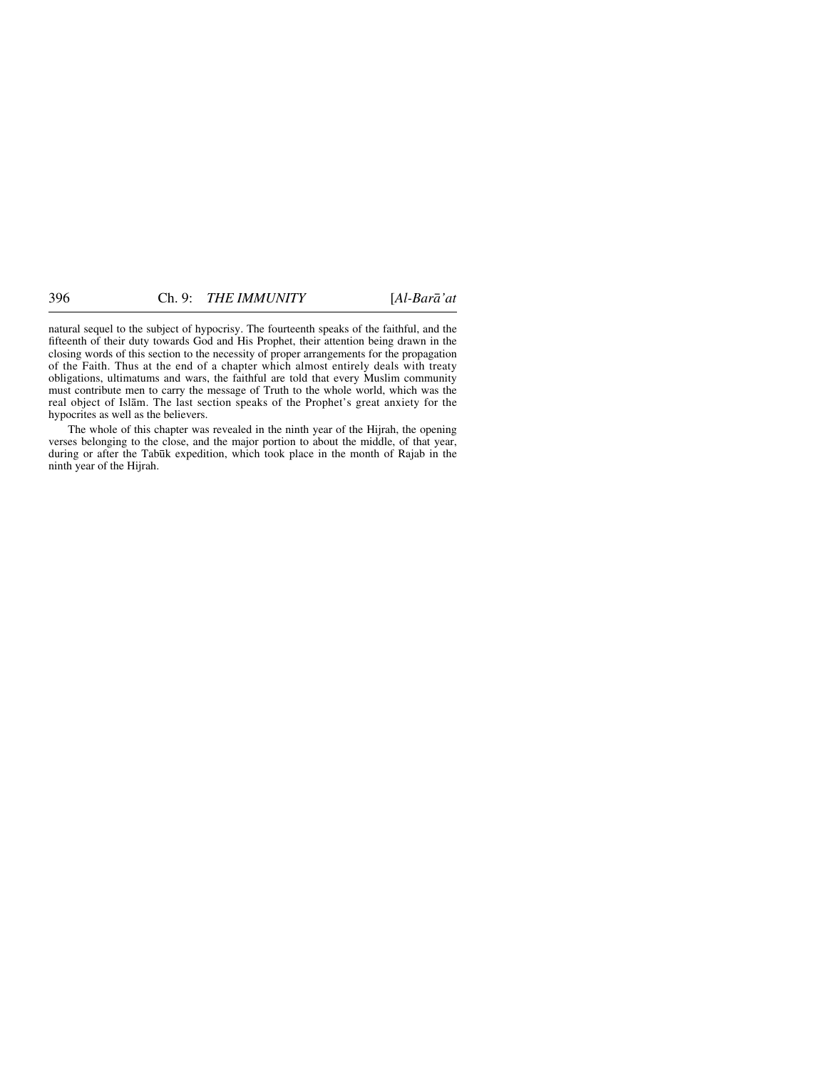natural sequel to the subject of hypocrisy. The fourteenth speaks of the faithful, and the fifteenth of their duty towards God and His Prophet, their attention being drawn in the closing words of this section to the necessity of proper arrangements for the propagation of the Faith. Thus at the end of a chapter which almost entirely deals with treaty obligations, ultimatums and wars, the faithful are told that every Muslim community must contribute men to carry the message of Truth to the whole world, which was the real object of Islām. The last section speaks of the Prophet's great anxiety for the hypocrites as well as the believers.

The whole of this chapter was revealed in the ninth year of the Hijrah, the opening verses belonging to the close, and the major portion to about the middle, of that year, during or after the Tabūk expedition, which took place in the month of Rajab in the ninth year of the Hijrah.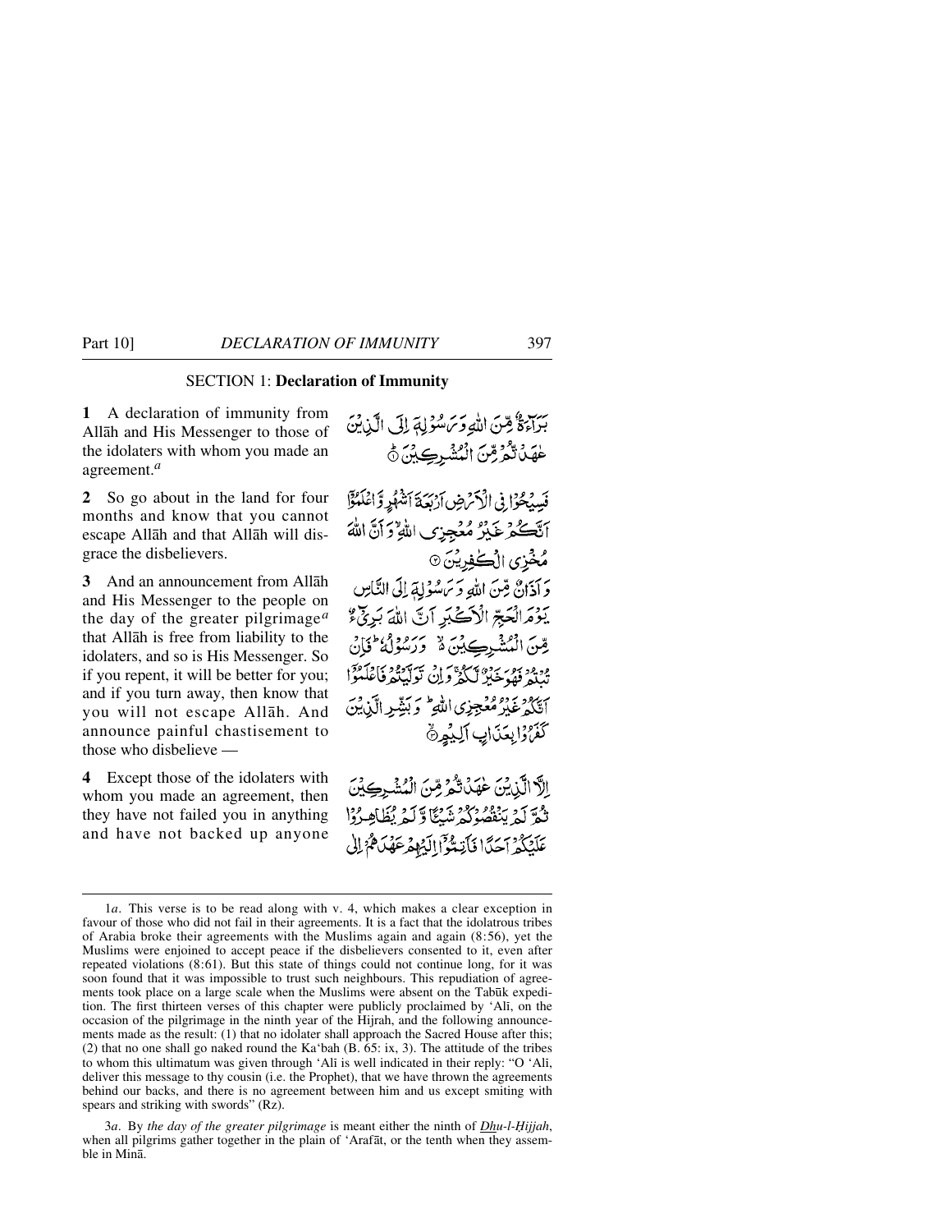## SECTION 1: **Declaration of Immunity**

**1** A declaration of immunity from Allāh and His Messenger to those of the idolaters with whom you made an agreement.[a]

بَرَآءَةٌ مِّنَ اللّٰهِ وَرَسُوْلِهٖۤ اِلَى الَّذِيْنَ عٰهَدْتُّمْ مِّنَ الْمُشْرِكِيْنَ ؕ

**2** So go about in the land for four months and know that you cannot escape Allāh and that Allāh will disgrace the disbelievers.

فَسِيْحُوْا فِى الْاَرْضِ اَرْبَعَةَ اَشْهُرٍ وَّاعْلَمُوْۤا اَنَّكُمْ غَيْرُ مُعْجِزِى اللّٰهِ ۙ وَاَنَّ اللّٰهَ مُخْزِى الْكٰفِرِيْنَ ۝

**3** And an announcement from Allāh and His Messenger to the people on the day of the greater pilgrimage[a] that Allāh is free from liability to the idolaters, and so is His Messenger. So if you repent, it will be better for you; and if you turn away, then know that you will not escape Allāh. And announce painful chastisement to those who disbelieve —

وَاَذَانٌ مِّنَ اللّٰهِ وَرَسُوْلِهٖۤ اِلَى النَّاسِ يَوْمَ الْحَجِّ الْاَكْبَرِ اَنَّ اللّٰهَ بَرِىْٓءٌ مِّنَ الْمُشْرِكِيْنَ ۙ وَرَسُوْلُهٗ ؕ فَاِنْ تُبْتُمْ فَهُوَ خَيْرٌ لَّكُمْ ۚ وَاِنْ تَوَلَّيْتُمْ فَاعْلَمُوْۤا اَنَّكُمْ غَيْرُ مُعْجِزِى اللّٰهِ ؕ وَبَشِّرِ الَّذِيْنَ كَفَرُوْا بِعَذَابٍ اَلِيْمٍ ۝

**4** Except those of the idolaters with whom you made an agreement, then they have not failed you in anything and have not backed up anyone

اِلَّا الَّذِيْنَ عٰهَدْتُّمْ مِّنَ الْمُشْرِكِيْنَ ثُمَّ لَمْ يَنْقُصُوْكُمْ شَيْـًٔا وَّلَمْ يُظَاهِرُوْا عَلَيْكُمْ اَحَدًا فَاَتِمُّوْۤا اِلَيْهِمْ عَهْدَهُمْ اِلٰى

---

1*a*. This verse is to be read along with v. 4, which makes a clear exception in favour of those who did not fail in their agreements. It is a fact that the idolatrous tribes of Arabia broke their agreements with the Muslims again and again (8:56), yet the Muslims were enjoined to accept peace if the disbelievers consented to it, even after repeated violations (8:61). But this state of things could not continue long, for it was soon found that it was impossible to trust such neighbours. This repudiation of agreements took place on a large scale when the Muslims were absent on the Tabūk expedition. The first thirteen verses of this chapter were publicly proclaimed by 'Alī, on the occasion of the pilgrimage in the ninth year of the Hijrah, and the following announcements made as the result: (1) that no idolater shall approach the Sacred House after this; (2) that no one shall go naked round the Ka'bah (B. 65: ix, 3). The attitude of the tribes to whom this ultimatum was given through 'Alī is well indicated in their reply: "O 'Alī, deliver this message to thy cousin (i.e. the Prophet), that we have thrown the agreements behind our backs, and there is no agreement between him and us except smiting with spears and striking with swords" (Rz).

3*a*. By *the day of the greater pilgrimage* is meant either the ninth of *Dhu-l-Ḥijjah*, when all pilgrims gather together in the plain of 'Arafāt, or the tenth when they assemble in Minā.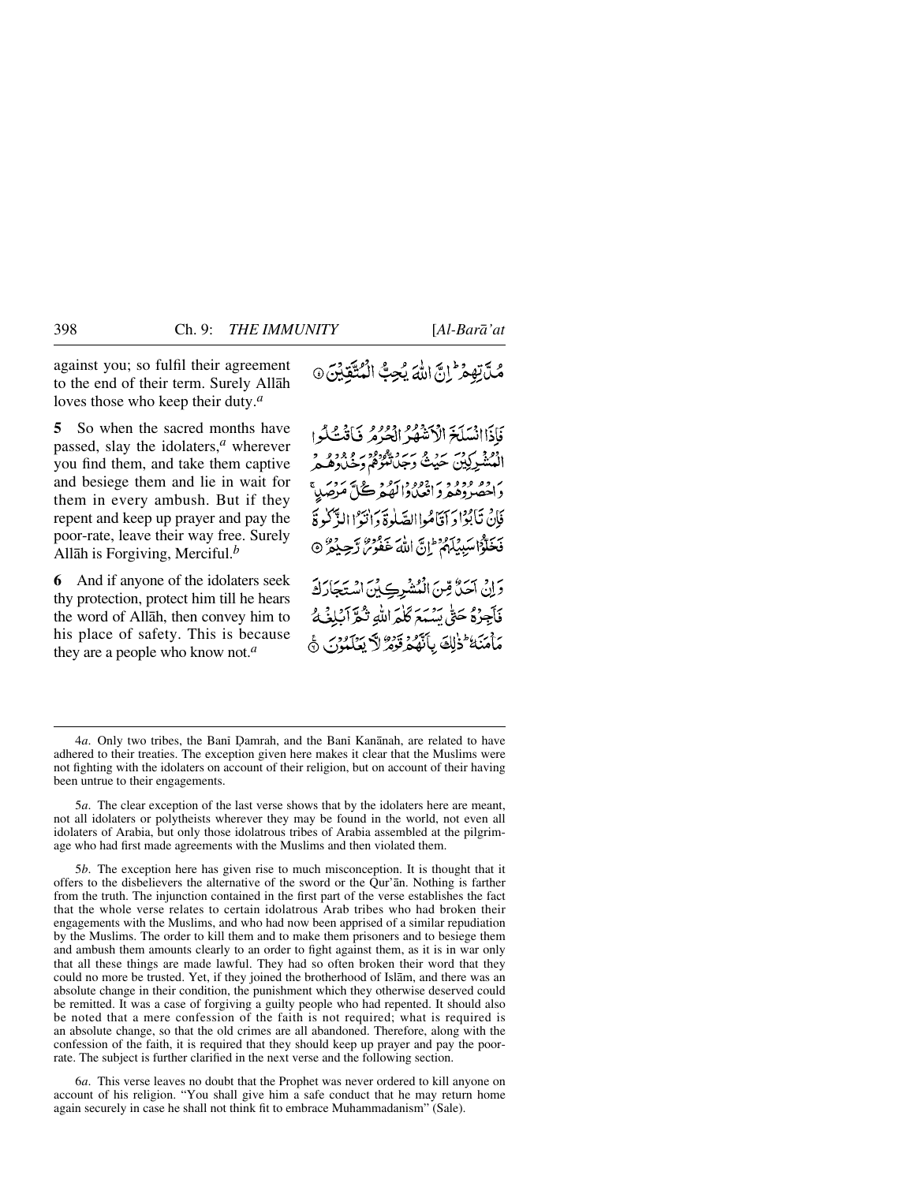against you; so fulfil their agreement to the end of their term. Surely Allāh loves those who keep their duty.[a]

مُدَّتِهِمْ ۚ إِنَّ اللَّهَ يُحِبُّ الْمُتَّقِينَ ④

**5** So when the sacred months have passed, slay the idolaters,[a] wherever you find them, and take them captive and besiege them and lie in wait for them in every ambush. But if they repent and keep up prayer and pay the poor-rate, leave their way free. Surely Allāh is Forgiving, Merciful.[b]

فَإِذَا انسَلَخَ الْأَشْهُرُ الْحُرُمُ فَاقْتُلُوا الْمُشْرِكِينَ حَيْثُ وَجَدتُّمُوهُمْ وَخُذُوهُمْ وَاحْصُرُوهُمْ وَاقْعُدُوا لَهُمْ كُلَّ مَرْصَدٍ ۚ فَإِن تَابُوا وَأَقَامُوا الصَّلَاةَ وَآتَوُا الزَّكَاةَ فَخَلُّوا سَبِيلَهُمْ ۚ إِنَّ اللَّهَ غَفُورٌ رَّحِيمٌ ⑤

**6** And if anyone of the idolaters seek thy protection, protect him till he hears the word of Allāh, then convey him to his place of safety. This is because they are a people who know not.[a]

وَإِنْ أَحَدٌ مِّنَ الْمُشْرِكِينَ اسْتَجَارَكَ فَأَجِرْهُ حَتَّىٰ يَسْمَعَ كَلَامَ اللَّهِ ثُمَّ أَبْلِغْهُ مَأْمَنَهُ ۚ ذَٰلِكَ بِأَنَّهُمْ قَوْمٌ لَّا يَعْلَمُونَ ⑥

---

4*a*. Only two tribes, the Banī Ḍamrah, and the Banī Kanānah, are related to have adhered to their treaties. The exception given here makes it clear that the Muslims were not fighting with the idolaters on account of their religion, but on account of their having been untrue to their engagements.

5*a*. The clear exception of the last verse shows that by the idolaters here are meant, not all idolaters or polytheists wherever they may be found in the world, not even all idolaters of Arabia, but only those idolatrous tribes of Arabia assembled at the pilgrimage who had first made agreements with the Muslims and then violated them.

5*b*. The exception here has given rise to much misconception. It is thought that it offers to the disbelievers the alternative of the sword or the Qur'ān. Nothing is farther from the truth. The injunction contained in the first part of the verse establishes the fact that the whole verse relates to certain idolatrous Arab tribes who had broken their engagements with the Muslims, and who had now been apprised of a similar repudiation by the Muslims. The order to kill them and to make them prisoners and to besiege them and ambush them amounts clearly to an order to fight against them, as it is in war only that all these things are made lawful. They had so often broken their word that they could no more be trusted. Yet, if they joined the brotherhood of Islām, and there was an absolute change in their condition, the punishment which they otherwise deserved could be remitted. It was a case of forgiving a guilty people who had repented. It should also be noted that a mere confession of the faith is not required; what is required is an absolute change, so that the old crimes are all abandoned. Therefore, along with the confession of the faith, it is required that they should keep up prayer and pay the poor-rate. The subject is further clarified in the next verse and the following section.

6*a*. This verse leaves no doubt that the Prophet was never ordered to kill anyone on account of his religion. "You shall give him a safe conduct that he may return home again securely in case he shall not think fit to embrace Muhammadanism" (Sale).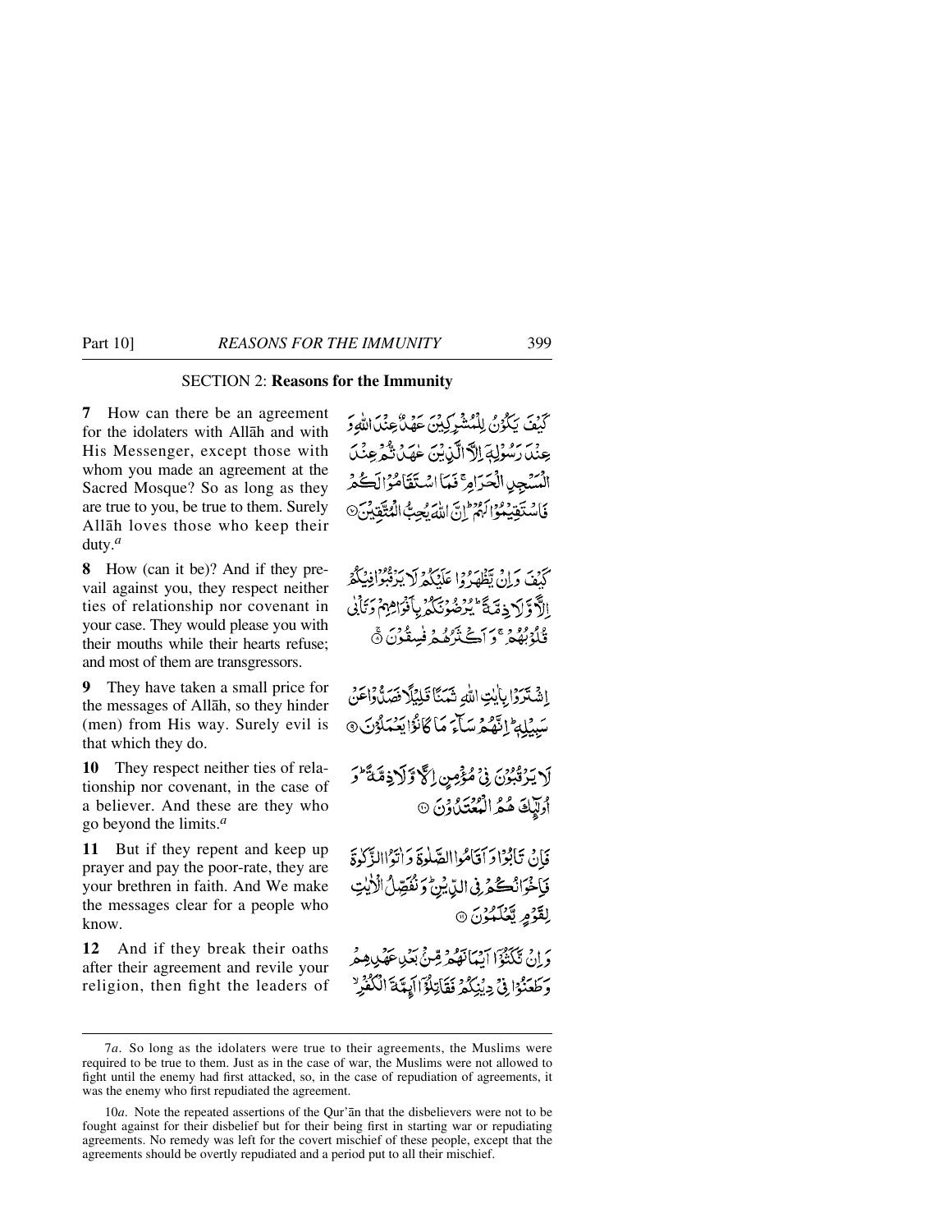## SECTION 2: Reasons for the Immunity

**7** How can there be an agreement for the idolaters with Allāh and with His Messenger, except those with whom you made an agreement at the Sacred Mosque? So as long as they are true to you, be true to them. Surely Allāh loves those who keep their duty.[a]

كَيْفَ يَكُوْنُ لِلْمُشْرِكِيْنَ عَهْدٌ عِنْدَ اللّٰهِ وَ عِنْدَ رَسُوْلِهٖۤ اِلَّا الَّذِيْنَ عٰهَدْتُّمْ عِنْدَ الْمَسْجِدِ الْحَرَامِ ۚ فَمَا اسْتَقَامُوْا لَكُمْ فَاسْتَقِيْمُوْا لَهُمْ ؕ اِنَّ اللّٰهَ يُحِبُّ الْمُتَّقِيْنَ ۞

**8** How (can it be)? And if they prevail against you, they respect neither ties of relationship nor covenant in your case. They would please you with their mouths while their hearts refuse; and most of them are transgressors.

كَيْفَ وَ اِنْ يَّظْهَرُوْا عَلَيْكُمْ لَا يَرْقُبُوْا فِيْكُمْ اِلًّا وَّ لَا ذِمَّةً ؕ يُرْضُوْنَكُمْ بِاَفْوَاهِهِمْ وَ تَاْبٰى قُلُوْبُهُمْ ۚ وَ اَكْثَرُهُمْ فٰسِقُوْنَ ۞

**9** They have taken a small price for the messages of Allāh, so they hinder (men) from His way. Surely evil is that which they do.

اِشْتَرَوْا بِاٰيٰتِ اللّٰهِ ثَمَنًا قَلِيْلًا فَصَدُّوْا عَنْ سَبِيْلِهٖ ؕ اِنَّهُمْ سَآءَ مَا كَانُوْا يَعْمَلُوْنَ ۞

**10** They respect neither ties of relationship nor covenant, in the case of a believer. And these are they who go beyond the limits.[a]

لَا يَرْقُبُوْنَ فِيْ مُؤْمِنٍ اِلًّا وَّ لَا ذِمَّةً ؕ وَ اُولٰٓئِكَ هُمُ الْمُعْتَدُوْنَ ۞

**11** But if they repent and keep up prayer and pay the poor-rate, they are your brethren in faith. And We make the messages clear for a people who know.

فَاِنْ تَابُوْا وَ اَقَامُوا الصَّلٰوةَ وَ اٰتَوُا الزَّكٰوةَ فَاِخْوَانُكُمْ فِي الدِّيْنِ ؕ وَ نُفَصِّلُ الْاٰيٰتِ لِقَوْمٍ يَّعْلَمُوْنَ ۞

**12** And if they break their oaths after their agreement and revile your religion, then fight the leaders of

وَ اِنْ نَّكَثُوْۤا اَيْمَانَهُمْ مِّنْۢ بَعْدِ عَهْدِهِمْ وَ طَعَنُوْا فِيْ دِيْنِكُمْ فَقَاتِلُوْۤا اَئِمَّةَ الْكُفْرِ ۙ

---

7*a*. So long as the idolaters were true to their agreements, the Muslims were required to be true to them. Just as in the case of war, the Muslims were not allowed to fight until the enemy had first attacked, so, in the case of repudiation of agreements, it was the enemy who first repudiated the agreement.

10*a*. Note the repeated assertions of the Qur'ān that the disbelievers were not to be fought against for their disbelief but for their being first in starting war or repudiating agreements. No remedy was left for the covert mischief of these people, except that the agreements should be overtly repudiated and a period put to all their mischief.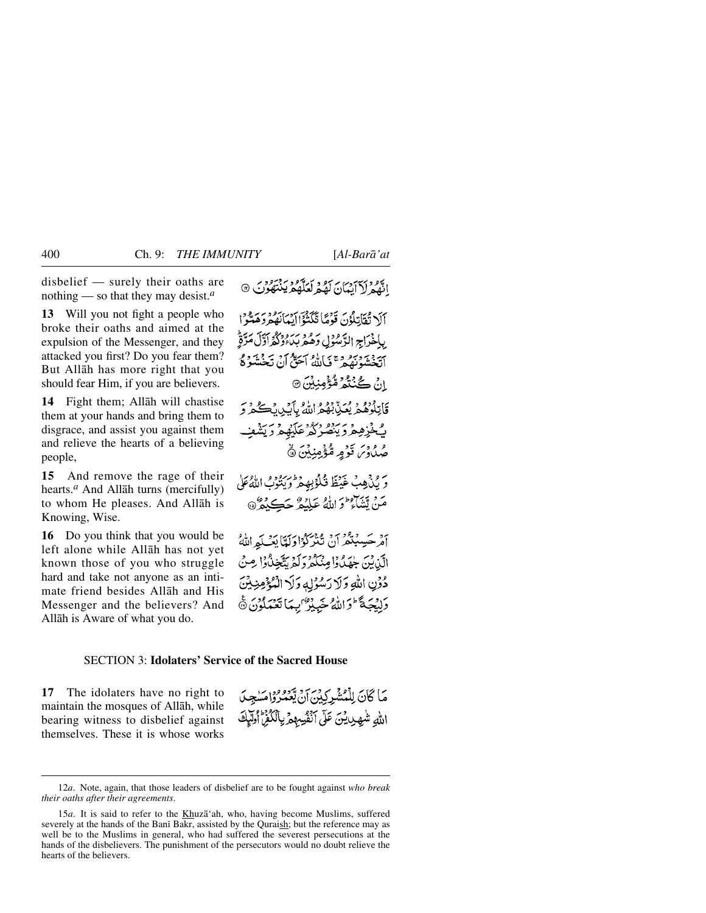disbelief — surely their oaths are nothing — so that they may desist.[a]

إِنَّهُمْ لَآ أَيْمَٰنَ لَهُمْ لَعَلَّهُمْ يَنتَهُونَ ﴿١٢﴾

**13** Will you not fight a people who broke their oaths and aimed at the expulsion of the Messenger, and they attacked you first? Do you fear them? But Allāh has more right that you should fear Him, if you are believers.

أَلَا تُقَٰتِلُونَ قَوْمًا نَّكَثُوٓا۟ أَيْمَٰنَهُمْ وَهَمُّوا۟ بِإِخْرَاجِ ٱلرَّسُولِ وَهُم بَدَءُوكُمْ أَوَّلَ مَرَّةٍ ۚ أَتَخْشَوْنَهُمْ ۚ فَٱللَّهُ أَحَقُّ أَن تَخْشَوْهُ إِن كُنتُم مُّؤْمِنِينَ ﴿١٣﴾

**14** Fight them; Allāh will chastise them at your hands and bring them to disgrace, and assist you against them and relieve the hearts of a believing people,

قَٰتِلُوهُمْ يُعَذِّبْهُمُ ٱللَّهُ بِأَيْدِيكُمْ وَيُخْزِهِمْ وَيَنصُرْكُمْ عَلَيْهِمْ وَيَشْفِ صُدُورَ قَوْمٍ مُّؤْمِنِينَ ﴿١٤﴾

**15** And remove the rage of their hearts.[a] And Allāh turns (mercifully) to whom He pleases. And Allāh is Knowing, Wise.

وَيُذْهِبْ غَيْظَ قُلُوبِهِمْ ۗ وَيَتُوبُ ٱللَّهُ عَلَىٰ مَن يَشَآءُ ۗ وَٱللَّهُ عَلِيمٌ حَكِيمٌ ﴿١٥﴾

**16** Do you think that you would be left alone while Allāh has not yet known those of you who struggle hard and take not anyone as an intimate friend besides Allāh and His Messenger and the believers? And Allāh is Aware of what you do.

أَمْ حَسِبْتُمْ أَن تُتْرَكُوا۟ وَلَمَّا يَعْلَمِ ٱللَّهُ ٱلَّذِينَ جَٰهَدُوا۟ مِنكُمْ وَلَمْ يَتَّخِذُوا۟ مِن دُونِ ٱللَّهِ وَلَا رَسُولِهِۦ وَلَا ٱلْمُؤْمِنِينَ وَلِيجَةً ۚ وَٱللَّهُ خَبِيرٌۢ بِمَا تَعْمَلُونَ ﴿١٦﴾

## SECTION 3: **Idolaters' Service of the Sacred House**

**17** The idolaters have no right to maintain the mosques of Allāh, while bearing witness to disbelief against themselves. These it is whose works

مَا كَانَ لِلْمُشْرِكِينَ أَن يَعْمُرُوا۟ مَسَٰجِدَ ٱللَّهِ شَٰهِدِينَ عَلَىٰٓ أَنفُسِهِم بِٱلْكُفْرِ ۚ أُو۟لَٰٓئِكَ

---

12*a*. Note, again, that those leaders of disbelief are to be fought against *who break their oaths after their agreements*.

15*a*. It is said to refer to the Khuzā'ah, who, having become Muslims, suffered severely at the hands of the Banī Bakr, assisted by the Quraish; but the reference may as well be to the Muslims in general, who had suffered the severest persecutions at the hands of the disbelievers. The punishment of the persecutors would no doubt relieve the hearts of the believers.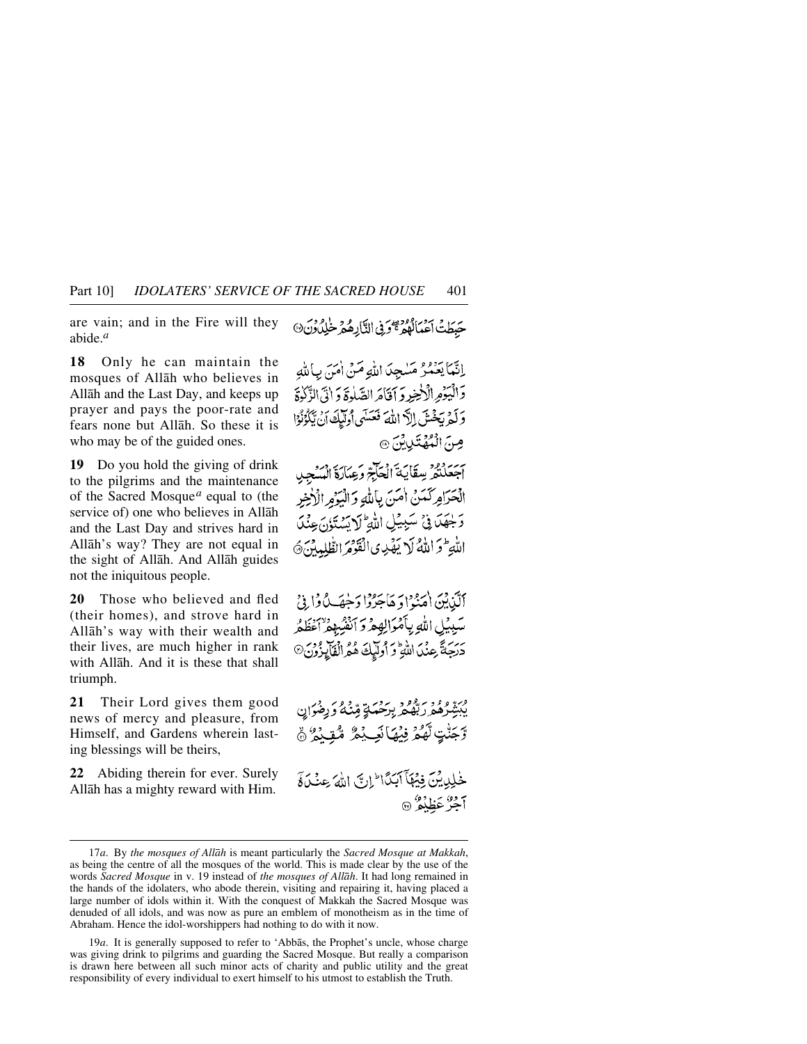are vain; and in the Fire will they abide.[a]

حَبِطَتْ اَعْمَالُهُمْ ۚۖ وَفِی النَّارِ هُمْ خٰلِدُوْنَ ۝

**18** Only he can maintain the mosques of Allāh who believes in Allāh and the Last Day, and keeps up prayer and pays the poor-rate and fears none but Allāh. So these it is who may be of the guided ones.

اِنَّمَا یَعْمُرُ مَسٰجِدَ اللّٰہِ مَنْ اٰمَنَ بِاللّٰہِ وَالْیَوْمِ الْاٰخِرِ وَاَقَامَ الصَّلٰوۃَ وَاٰتَی الزَّکٰوۃَ وَلَمْ یَخْشَ اِلَّا اللّٰہَ فَعَسٰۤی اُولٰٓئِکَ اَنْ یَّکُوْنُوْا مِنَ الْمُہْتَدِیْنَ ۝

**19** Do you hold the giving of drink to the pilgrims and the maintenance of the Sacred Mosque[a] equal to (the service of) one who believes in Allāh and the Last Day and strives hard in Allāh's way? They are not equal in the sight of Allāh. And Allāh guides not the iniquitous people.

اَجَعَلْتُمْ سِقَایَۃَ الْحَآجِّ وَعِمَارَۃَ الْمَسْجِدِ الْحَرَامِ کَمَنْ اٰمَنَ بِاللّٰہِ وَالْیَوْمِ الْاٰخِرِ وَجٰہَدَ فِیْ سَبِیْلِ اللّٰہِ ؕ لَا یَسْتَوٗنَ عِنْدَ اللّٰہِ ؕ وَاللّٰہُ لَا یَہْدِی الْقَوْمَ الظّٰلِمِیْنَ ۝

**20** Those who believed and fled (their homes), and strove hard in Allāh's way with their wealth and their lives, are much higher in rank with Allāh. And it is these that shall triumph.

اَلَّذِیْنَ اٰمَنُوْا وَہَاجَرُوْا وَجٰہَدُوْا فِیْ سَبِیْلِ اللّٰہِ بِاَمْوَالِہِمْ وَاَنْفُسِہِمْ ۙ اَعْظَمُ دَرَجَۃً عِنْدَ اللّٰہِ ؕ وَاُولٰٓئِکَ ہُمُ الْفَآئِزُوْنَ ۝

**21** Their Lord gives them good news of mercy and pleasure, from Himself, and Gardens wherein lasting blessings will be theirs,

یُبَشِّرُہُمْ رَبُّہُمْ بِرَحْمَۃٍ مِّنْہُ وَرِضْوَانٍ وَّجَنّٰتٍ لَّہُمْ فِیْہَا نَعِیْمٌ مُّقِیْمٌ ۝

**22** Abiding therein for ever. Surely Allāh has a mighty reward with Him.

خٰلِدِیْنَ فِیْہَاۤ اَبَدًا ؕ اِنَّ اللّٰہَ عِنْدَہٗۤ اَجْرٌ عَظِیْمٌ ۝

---

17*a*. By *the mosques of Allāh* is meant particularly the *Sacred Mosque at Makkah*, as being the centre of all the mosques of the world. This is made clear by the use of the words *Sacred Mosque* in v. 19 instead of *the mosques of Allāh*. It had long remained in the hands of the idolaters, who abode therein, visiting and repairing it, having placed a large number of idols within it. With the conquest of Makkah the Sacred Mosque was denuded of all idols, and was now as pure an emblem of monotheism as in the time of Abraham. Hence the idol-worshippers had nothing to do with it now.

19*a*. It is generally supposed to refer to 'Abbās, the Prophet's uncle, whose charge was giving drink to pilgrims and guarding the Sacred Mosque. But really a comparison is drawn here between all such minor acts of charity and public utility and the great responsibility of every individual to exert himself to his utmost to establish the Truth.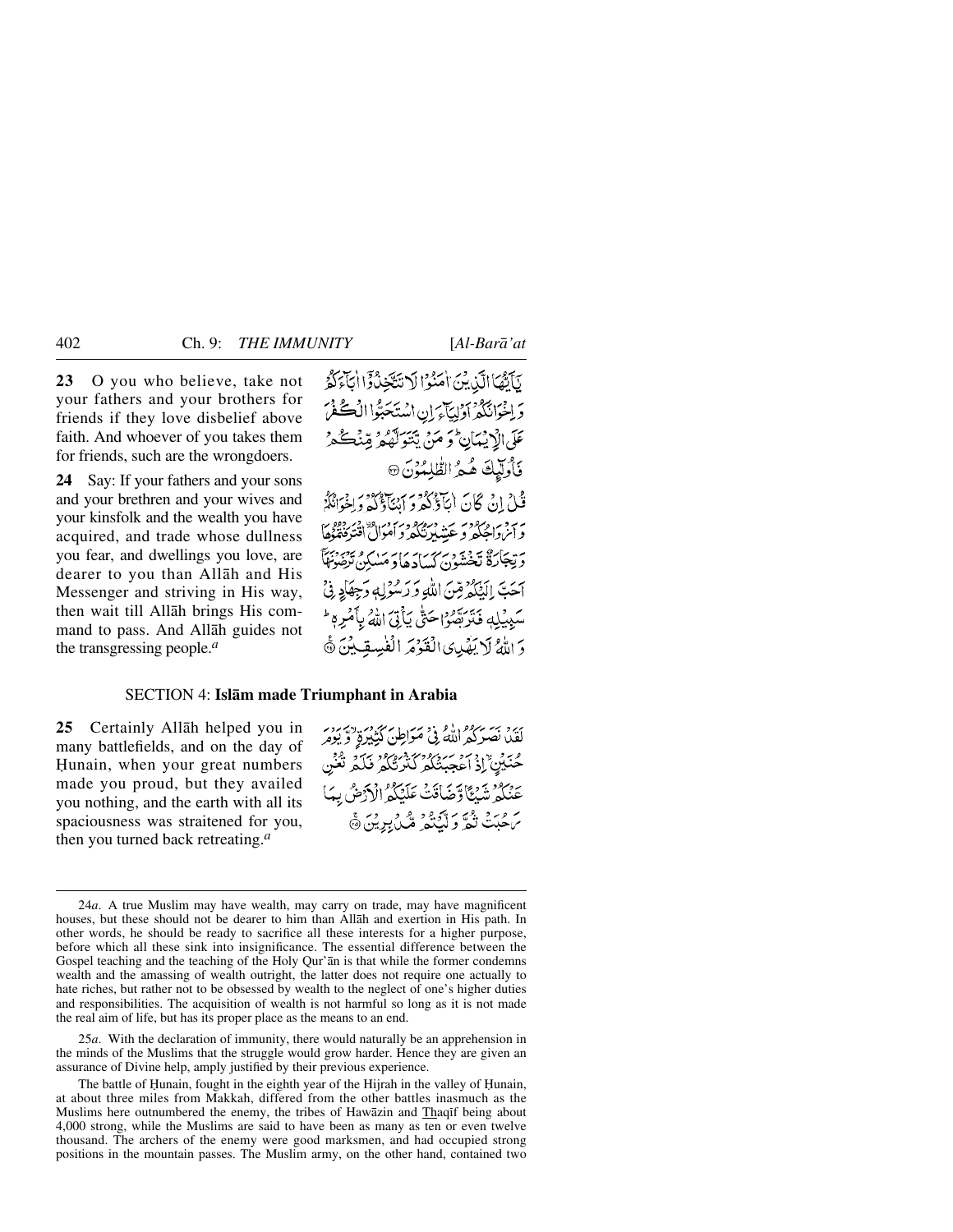**23** O you who believe, take not your fathers and your brothers for friends if they love disbelief above faith. And whoever of you takes them for friends, such are the wrongdoers.

يٰٓاَيُّهَا الَّذِيۡنَ اٰمَنُوۡا لَا تَتَّخِذُوۡۤا اٰبَآءَكُمۡ وَاِخۡوَانَكُمۡ اَوۡلِيَآءَ اِنِ اسۡتَحَبُّوا الۡكُفۡرَ عَلَى الۡاِيۡمَانِ ؕ وَمَنۡ يَّتَوَلَّهُمۡ مِّنۡكُمۡ فَاُولٰٓـئِكَ هُمُ الظّٰلِمُوۡنَ ۝

**24** Say: If your fathers and your sons and your brethren and your wives and your kinsfolk and the wealth you have acquired, and trade whose dullness you fear, and dwellings you love, are dearer to you than Allāh and His Messenger and striving in His way, then wait till Allāh brings His command to pass. And Allāh guides not the transgressing people.[a]

قُلۡ اِنۡ كَانَ اٰبَآؤُكُمۡ وَاَبۡنَآؤُكُمۡ وَاِخۡوَانُكُمۡ وَاَزۡوَاجُكُمۡ وَعَشِيۡرَتُكُمۡ وَاَمۡوَالُ ۨاقۡتَرَفۡتُمُوۡهَا وَتِجَارَةٌ تَخۡشَوۡنَ كَسَادَهَا وَمَسٰكِنُ تَرۡضَوۡنَهَاۤ اَحَبَّ اِلَيۡكُمۡ مِّنَ اللّٰهِ وَرَسُوۡلِهٖ وَجِهَادٍ فِىۡ سَبِيۡلِهٖ فَتَرَبَّصُوۡا حَتّٰى يَاۡتِىَ اللّٰهُ بِاَمۡرِهٖ ؕ وَاللّٰهُ لَا يَهۡدِى الۡقَوۡمَ الۡفٰسِقِيۡنَ ۝

## SECTION 4: **Islām made Triumphant in Arabia**

**25** Certainly Allāh helped you in many battlefields, and on the day of Ḥunain, when your great numbers made you proud, but they availed you nothing, and the earth with all its spaciousness was straitened for you, then you turned back retreating.[a]

لَقَدۡ نَصَرَكُمُ اللّٰهُ فِىۡ مَوَاطِنَ كَثِيۡرَةٍ ۙ وَّيَوۡمَ حُنَيۡنٍ ۙ اِذۡ اَعۡجَبَتۡكُمۡ كَثۡرَتُكُمۡ فَلَمۡ تُغۡنِ عَنۡكُمۡ شَيۡـًٔـا وَّضَاقَتۡ عَلَيۡكُمُ الۡاَرۡضُ بِمَا رَحُبَتۡ ثُمَّ وَلَّيۡتُمۡ مُّدۡبِرِيۡنَ ۝

---

24*a*. A true Muslim may have wealth, may carry on trade, may have magnificent houses, but these should not be dearer to him than Allāh and exertion in His path. In other words, he should be ready to sacrifice all these interests for a higher purpose, before which all these sink into insignificance. The essential difference between the Gospel teaching and the teaching of the Holy Qur'ān is that while the former condemns wealth and the amassing of wealth outright, the latter does not require one actually to hate riches, but rather not to be obsessed by wealth to the neglect of one's higher duties and responsibilities. The acquisition of wealth is not harmful so long as it is not made the real aim of life, but has its proper place as the means to an end.

25*a*. With the declaration of immunity, there would naturally be an apprehension in the minds of the Muslims that the struggle would grow harder. Hence they are given an assurance of Divine help, amply justified by their previous experience.

The battle of Ḥunain, fought in the eighth year of the Hijrah in the valley of Ḥunain, at about three miles from Makkah, differed from the other battles inasmuch as the Muslims here outnumbered the enemy, the tribes of Hawāzin and Thaqīf being about 4,000 strong, while the Muslims are said to have been as many as ten or even twelve thousand. The archers of the enemy were good marksmen, and had occupied strong positions in the mountain passes. The Muslim army, on the other hand, contained two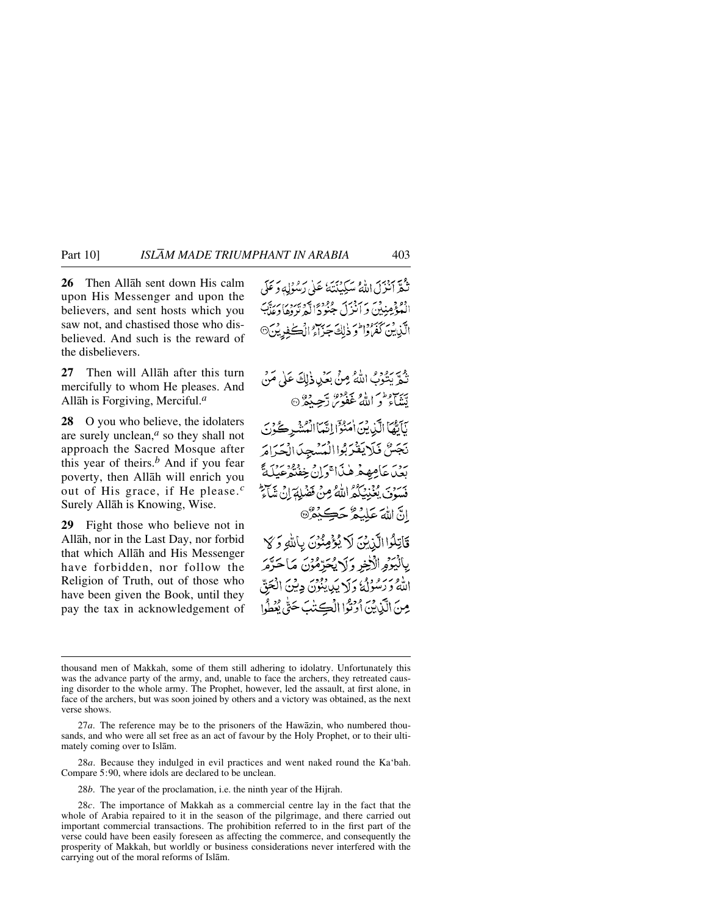**26** Then Allāh sent down His calm upon His Messenger and upon the believers, and sent hosts which you saw not, and chastised those who disbelieved. And such is the reward of the disbelievers.

ثُمَّ اَنۡزَلَ اللّٰهُ سَكِيۡنَتَهٗ عَلٰى رَسُوۡلِهٖ وَعَلَى الۡمُؤۡمِنِيۡنَ وَاَنۡزَلَ جُنُوۡدًا لَّمۡ تَرَوۡهَا وَعَذَّبَ الَّذِيۡنَ كَفَرُوۡا ‌ؕ وَذٰ لِكَ جَزَآءُ الۡكٰفِرِيۡنَ

**27** Then will Allāh after this turn mercifully to whom He pleases. And Allāh is Forgiving, Merciful.[a]

ثُمَّ يَتُوۡبُ اللّٰهُ مِنۡۢ بَعۡدِ ذٰ لِكَ عَلٰى مَنۡ يَّشَآءُ ‌ؕ وَاللّٰهُ غَفُوۡرٌ رَّحِيۡمٌ

**28** O you who believe, the idolaters are surely unclean,[a] so they shall not approach the Sacred Mosque after this year of theirs.[b] And if you fear poverty, then Allāh will enrich you out of His grace, if He please.[c] Surely Allāh is Knowing, Wise.

يٰۤاَيُّهَا الَّذِيۡنَ اٰمَنُوۡۤا اِنَّمَا الۡمُشۡرِكُوۡنَ نَجَسٌ فَلَا يَقۡرَبُوا الۡمَسۡجِدَ الۡحَـرَامَ بَعۡدَ عَامِهِمۡ هٰذَا ‌ۚ وَاِنۡ خِفۡتُمۡ عَيۡلَةً فَسَوۡفَ يُغۡنِيۡكُمُ اللّٰهُ مِنۡ فَضۡلِهٖۤ اِنۡ شَآءَ‌ ؕ اِنَّ اللّٰهَ عَلِيۡمٌ حَكِيۡمٌ

**29** Fight those who believe not in Allāh, nor in the Last Day, nor forbid that which Allāh and His Messenger have forbidden, nor follow the Religion of Truth, out of those who have been given the Book, until they pay the tax in acknowledgement of

قَاتِلُوا الَّذِيۡنَ لَا يُؤۡمِنُوۡنَ بِاللّٰهِ وَلَا بِالۡيَوۡمِ الۡاٰخِرِ وَلَا يُحَرِّمُوۡنَ مَا حَرَّمَ اللّٰهُ وَرَسُوۡلُهٗ وَلَا يَدِيۡنُوۡنَ دِيۡنَ الۡحَـقِّ مِنَ الَّذِيۡنَ اُوۡتُوا الۡكِتٰبَ حَتّٰى يُعۡطُوا

---

thousand men of Makkah, some of them still adhering to idolatry. Unfortunately this was the advance party of the army, and, unable to face the archers, they retreated causing disorder to the whole army. The Prophet, however, led the assault, at first alone, in face of the archers, but was soon joined by others and a victory was obtained, as the next verse shows.

27*a*. The reference may be to the prisoners of the Hawāzin, who numbered thousands, and who were all set free as an act of favour by the Holy Prophet, or to their ultimately coming over to Islām.

28*a*. Because they indulged in evil practices and went naked round the Ka'bah. Compare 5:90, where idols are declared to be unclean.

28*b*. The year of the proclamation, i.e. the ninth year of the Hijrah.

28*c*. The importance of Makkah as a commercial centre lay in the fact that the whole of Arabia repaired to it in the season of the pilgrimage, and there carried out important commercial transactions. The prohibition referred to in the first part of the verse could have been easily foreseen as affecting the commerce, and consequently the prosperity of Makkah, but worldly or business considerations never interfered with the carrying out of the moral reforms of Islām.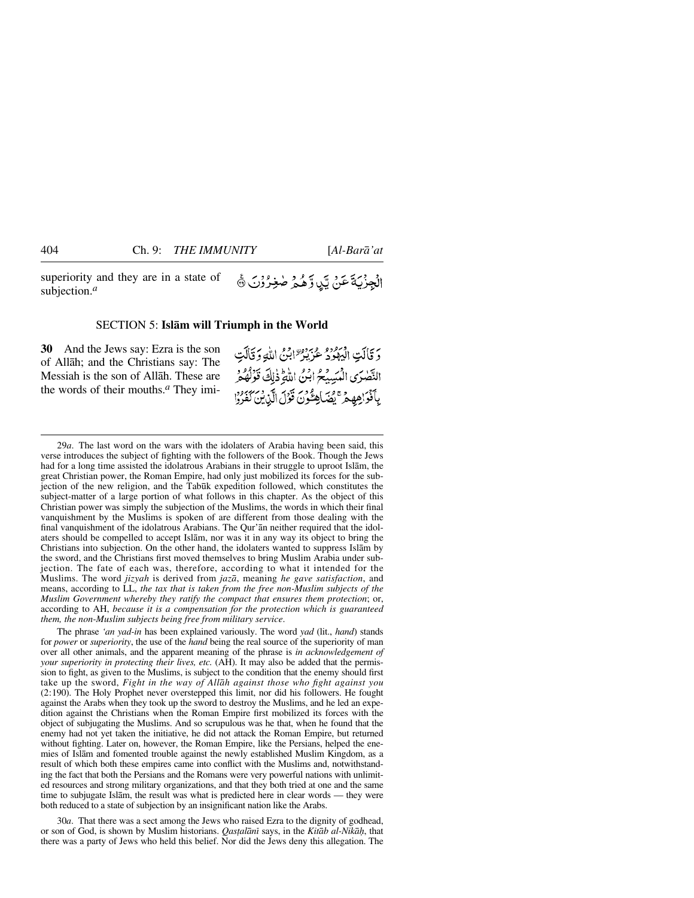superiority and they are in a state of subjection.[a]

الْجِزْيَةَ عَنْ يَّدٍ وَّهُمْ صٰغِرُوْنَ ﴿٢٩﴾

## SECTION 5: Islām will Triumph in the World

**30** And the Jews say: Ezra is the son of Allāh; and the Christians say: The Messiah is the son of Allāh. These are the words of their mouths.[a] They imi-

وَقَالَتِ الْيَهُوْدُ عُزَيْرُ ابْنُ اللّٰهِ وَقَالَتِ النَّصٰرَى الْمَسِيْحُ ابْنُ اللّٰهِ ۚ ذٰلِكَ قَوْلُهُمْ بِاَفْوَاهِهِمْ ۚ يُضَاهِـُٔوْنَ قَوْلَ الَّذِيْنَ كَفَرُوْا

---

29*a*. The last word on the wars with the idolaters of Arabia having been said, this verse introduces the subject of fighting with the followers of the Book. Though the Jews had for a long time assisted the idolatrous Arabians in their struggle to uproot Islām, the great Christian power, the Roman Empire, had only just mobilized its forces for the subjection of the new religion, and the Tabūk expedition followed, which constitutes the subject-matter of a large portion of what follows in this chapter. As the object of this Christian power was simply the subjection of the Muslims, the words in which their final vanquishment by the Muslims is spoken of are different from those dealing with the final vanquishment of the idolatrous Arabians. The Qur'ān neither required that the idolaters should be compelled to accept Islām, nor was it in any way its object to bring the Christians into subjection. On the other hand, the idolaters wanted to suppress Islām by the sword, and the Christians first moved themselves to bring Muslim Arabia under subjection. The fate of each was, therefore, according to what it intended for the Muslims. The word *jizyah* is derived from *jazā*, meaning *he gave satisfaction*, and means, according to LL, *the tax that is taken from the free non-Muslim subjects of the Muslim Government whereby they ratify the compact that ensures them protection*; or, according to AH, *because it is a compensation for the protection which is guaranteed them, the non-Muslim subjects being free from military service*.

The phrase *'an yad-in* has been explained variously. The word *yad* (lit., *hand*) stands for *power* or *superiority*, the use of the *hand* being the real source of the superiority of man over all other animals, and the apparent meaning of the phrase is *in acknowledgement of your superiority in protecting their lives, etc.* (AH). It may also be added that the permission to fight, as given to the Muslims, is subject to the condition that the enemy should first take up the sword, *Fight in the way of Allāh against those who fight against you* (2:190). The Holy Prophet never overstepped this limit, nor did his followers. He fought against the Arabs when they took up the sword to destroy the Muslims, and he led an expedition against the Christians when the Roman Empire first mobilized its forces with the object of subjugating the Muslims. And so scrupulous was he that, when he found that the enemy had not yet taken the initiative, he did not attack the Roman Empire, but returned without fighting. Later on, however, the Roman Empire, like the Persians, helped the enemies of Islām and fomented trouble against the newly established Muslim Kingdom, as a result of which both these empires came into conflict with the Muslims and, notwithstanding the fact that both the Persians and the Romans were very powerful nations with unlimited resources and strong military organizations, and that they both tried at one and the same time to subjugate Islām, the result was what is predicted here in clear words — they were both reduced to a state of subjection by an insignificant nation like the Arabs.

30*a*. That there was a sect among the Jews who raised Ezra to the dignity of godhead, or son of God, is shown by Muslim historians. *Qasṭalānī* says, in the *Kitāb al-Nikāḥ*, that there was a party of Jews who held this belief. Nor did the Jews deny this allegation. The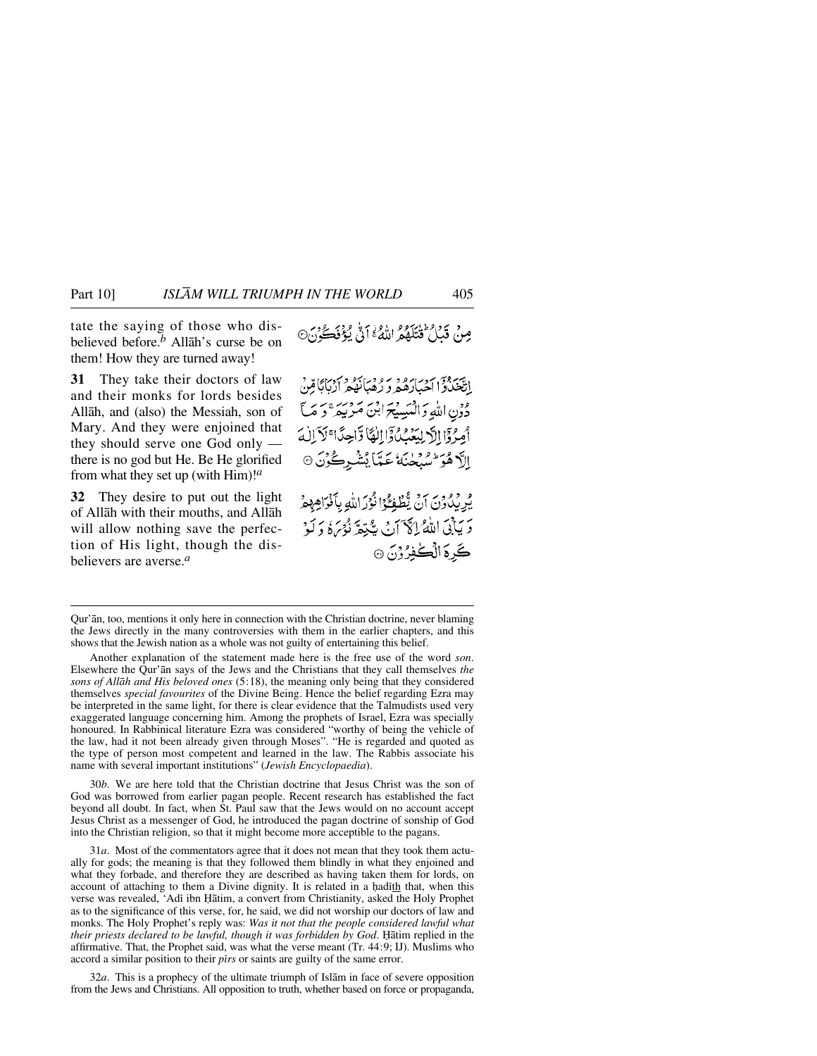tate the saying of those who disbelieved before.[b] Allāh's curse be on them! How they are turned away!

مِنْ قَبْلُ ۚ قٰتَلَهُمُ اللّٰهُ ۚ اَنّٰی یُؤْفَكُوْنَ ۝

**31** They take their doctors of law and their monks for lords besides Allāh, and (also) the Messiah, son of Mary. And they were enjoined that they should serve one God only — there is no god but He. Be He glorified from what they set up (with Him)![a]

اِتَّخَذُوْۤا اَحْبَارَهُمْ وَ رُهْبَانَهُمْ اَرْبَابًا مِّنْ دُوْنِ اللّٰهِ وَ الْمَسِیْحَ ابْنَ مَرْیَمَ ۚ وَ مَاۤ اُمِرُوْۤا اِلَّا لِیَعْبُدُوْۤا اِلٰهًا وَّاحِدًا ۚ لَاۤ اِلٰهَ اِلَّا هُوَ ؕ سُبْحٰنَهٗ عَمَّا یُشْرِكُوْنَ ۝

**32** They desire to put out the light of Allāh with their mouths, and Allāh will allow nothing save the perfection of His light, though the disbelievers are averse.[a]

یُرِیْدُوْنَ اَنْ یُّطْفِـُٔوْا نُوْرَ اللّٰهِ بِاَفْوَاهِهِمْ وَ یَاْبَی اللّٰهُ اِلَّاۤ اَنْ یُّتِمَّ نُوْرَهٗ وَ لَوْ كَرِهَ الْكٰفِرُوْنَ ۝

---

Qur'ān, too, mentions it only here in connection with the Christian doctrine, never blaming the Jews directly in the many controversies with them in the earlier chapters, and this shows that the Jewish nation as a whole was not guilty of entertaining this belief.

Another explanation of the statement made here is the free use of the word *son*. Elsewhere the Qur'ān says of the Jews and the Christians that they call themselves *the sons of Allāh and His beloved ones* (5:18), the meaning only being that they considered themselves *special favourites* of the Divine Being. Hence the belief regarding Ezra may be interpreted in the same light, for there is clear evidence that the Talmudists used very exaggerated language concerning him. Among the prophets of Israel, Ezra was specially honoured. In Rabbinical literature Ezra was considered "worthy of being the vehicle of the law, had it not been already given through Moses". "He is regarded and quoted as the type of person most competent and learned in the law. The Rabbis associate his name with several important institutions" (*Jewish Encyclopaedia*).

30*b*. We are here told that the Christian doctrine that Jesus Christ was the son of God was borrowed from earlier pagan people. Recent research has established the fact beyond all doubt. In fact, when St. Paul saw that the Jews would on no account accept Jesus Christ as a messenger of God, he introduced the pagan doctrine of sonship of God into the Christian religion, so that it might become more acceptable to the pagans.

31*a*. Most of the commentators agree that it does not mean that they took them actually for gods; the meaning is that they followed them blindly in what they enjoined and what they forbade, and therefore they are described as having taken them for lords, on account of attaching to them a Divine dignity. It is related in a ḥadīth that, when this verse was revealed, 'Adī ibn Ḥātim, a convert from Christianity, asked the Holy Prophet as to the significance of this verse, for, he said, we did not worship our doctors of law and monks. The Holy Prophet's reply was: *Was it not that the people considered lawful what their priests declared to be lawful, though it was forbidden by God*. Ḥātim replied in the affirmative. That, the Prophet said, was what the verse meant (Tr. 44:9; IJ). Muslims who accord a similar position to their *pīrs* or saints are guilty of the same error.

32*a*. This is a prophecy of the ultimate triumph of Islām in face of severe opposition from the Jews and Christians. All opposition to truth, whether based on force or propaganda,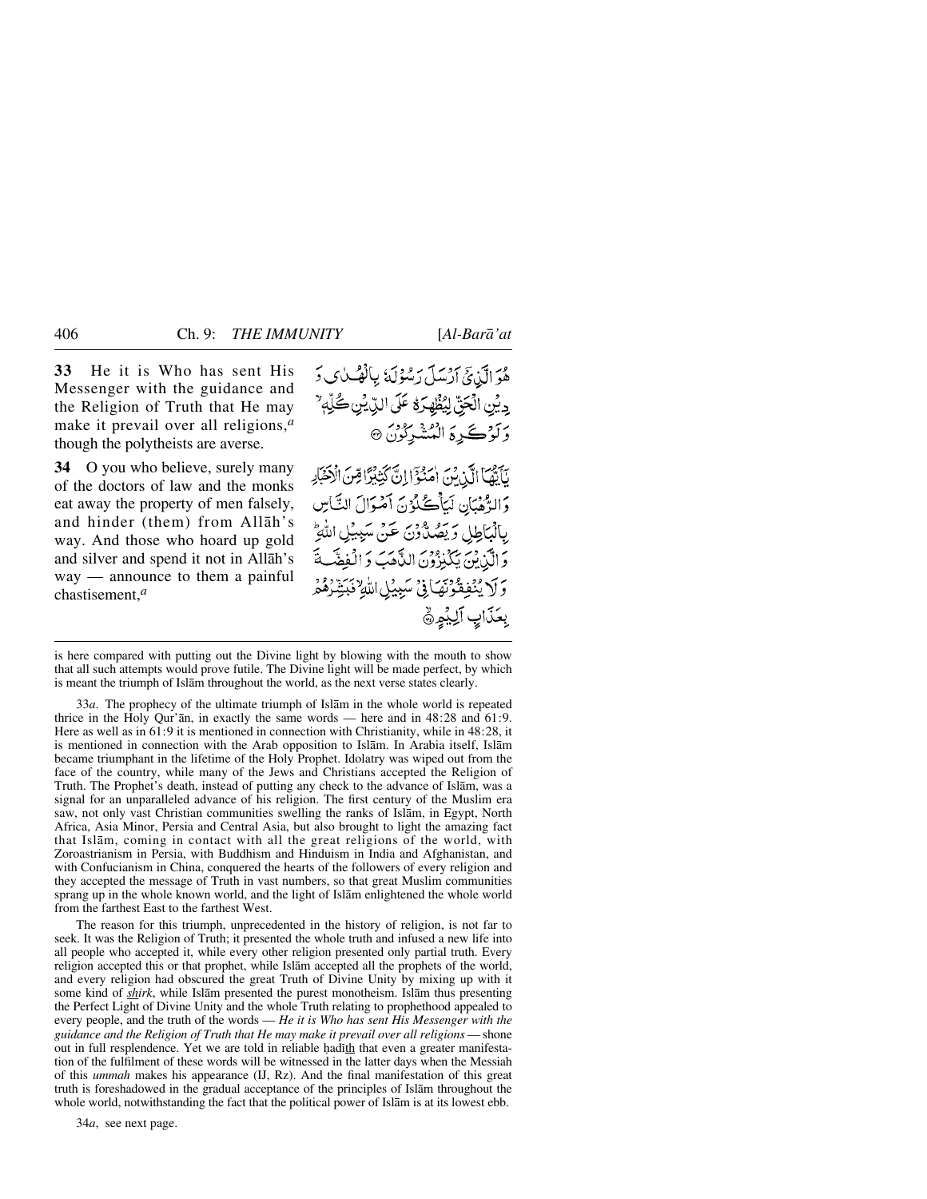**33** He it is Who has sent His Messenger with the guidance and the Religion of Truth that He may make it prevail over all religions,[a] though the polytheists are averse.

هُوَ الَّذِیۡۤ اَرۡسَلَ رَسُوۡلَہٗ بِالۡہُدٰی وَ دِیۡنِ الۡحَقِّ لِیُظۡہِرَہٗ عَلَی الدِّیۡنِ کُلِّہٖ ۙ وَ لَوۡ کَرِہَ الۡمُشۡرِکُوۡنَ ﴿۳۳﴾

**34** O you who believe, surely many of the doctors of law and the monks eat away the property of men falsely, and hinder (them) from Allāh's way. And those who hoard up gold and silver and spend it not in Allāh's way — announce to them a painful chastisement,[a]

یٰۤاَیُّہَا الَّذِیۡنَ اٰمَنُوۡۤا اِنَّ کَثِیۡرًا مِّنَ الۡاَحۡبَارِ وَ الرُّہۡبَانِ لَیَاۡکُلُوۡنَ اَمۡوَالَ النَّاسِ بِالۡبَاطِلِ وَ یَصُدُّوۡنَ عَنۡ سَبِیۡلِ اللّٰہِ ؕ وَ الَّذِیۡنَ یَکۡنِزُوۡنَ الذَّہَبَ وَ الۡفِضَّۃَ وَ لَا یُنۡفِقُوۡنَہَا فِیۡ سَبِیۡلِ اللّٰہِ ۙ فَبَشِّرۡہُمۡ بِعَذَابٍ اَلِیۡمٍ ﴿ۙ۳۴﴾

---

is here compared with putting out the Divine light by blowing with the mouth to show that all such attempts would prove futile. The Divine light will be made perfect, by which is meant the triumph of Islām throughout the world, as the next verse states clearly.

33*a*. The prophecy of the ultimate triumph of Islām in the whole world is repeated thrice in the Holy Qur'ān, in exactly the same words — here and in 48:28 and 61:9. Here as well as in 61:9 it is mentioned in connection with Christianity, while in 48:28, it is mentioned in connection with the Arab opposition to Islām. In Arabia itself, Islām became triumphant in the lifetime of the Holy Prophet. Idolatry was wiped out from the face of the country, while many of the Jews and Christians accepted the Religion of Truth. The Prophet's death, instead of putting any check to the advance of Islām, was a signal for an unparalleled advance of his religion. The first century of the Muslim era saw, not only vast Christian communities swelling the ranks of Islām, in Egypt, North Africa, Asia Minor, Persia and Central Asia, but also brought to light the amazing fact that Islām, coming in contact with all the great religions of the world, with Zoroastrianism in Persia, with Buddhism and Hinduism in India and Afghanistan, and with Confucianism in China, conquered the hearts of the followers of every religion and they accepted the message of Truth in vast numbers, so that great Muslim communities sprang up in the whole known world, and the light of Islām enlightened the whole world from the farthest East to the farthest West.

The reason for this triumph, unprecedented in the history of religion, is not far to seek. It was the Religion of Truth; it presented the whole truth and infused a new life into all people who accepted it, while every other religion presented only partial truth. Every religion accepted this or that prophet, while Islām accepted all the prophets of the world, and every religion had obscured the great Truth of Divine Unity by mixing up with it some kind of *shirk*, while Islām presented the purest monotheism. Islām thus presenting the Perfect Light of Divine Unity and the whole Truth relating to prophethood appealed to every people, and the truth of the words — *He it is Who has sent His Messenger with the guidance and the Religion of Truth that He may make it prevail over all religions* — shone out in full resplendence. Yet we are told in reliable ḥadīth that even a greater manifestation of the fulfilment of these words will be witnessed in the latter days when the Messiah of this *ummah* makes his appearance (IJ, Rz). And the final manifestation of this great truth is foreshadowed in the gradual acceptance of the principles of Islām throughout the whole world, notwithstanding the fact that the political power of Islām is at its lowest ebb.

34*a*, see next page.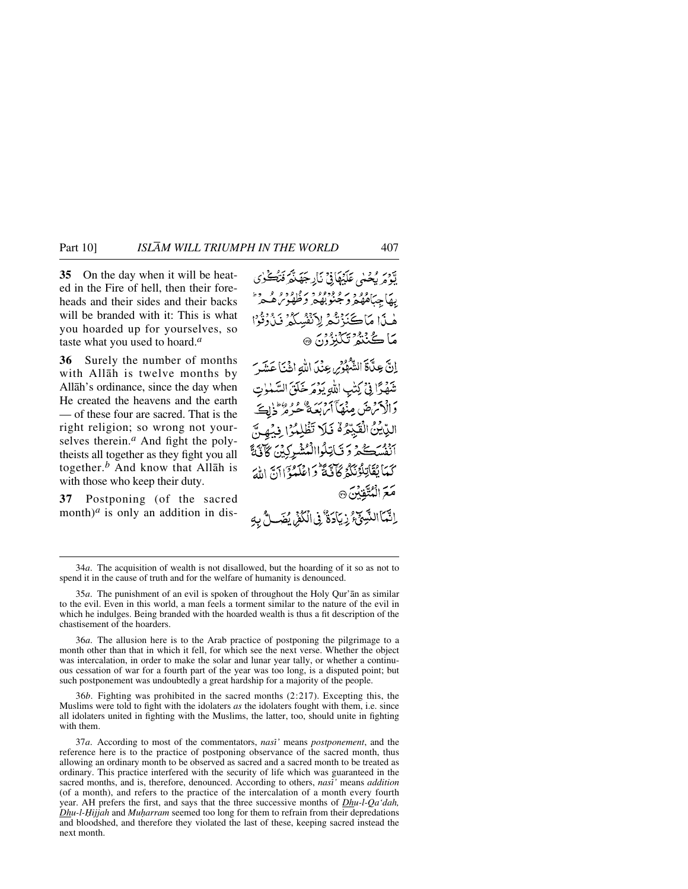**35** On the day when it will be heated in the Fire of hell, then their foreheads and their sides and their backs will be branded with it: This is what you hoarded up for yourselves, so taste what you used to hoard.[a]

يَّوْمَ يُحْمٰى عَلَيْهَا فِيْ نَارِ جَهَنَّمَ فَتُكْوٰى بِهَا جِبَاهُهُمْ وَجُنُوْبُهُمْ وَظُهُوْرُهُمْ ؕ هٰذَا مَا كَنَزْتُمْ لِاَنْفُسِكُمْ فَذُوْقُوْا مَا كُنْتُمْ تَكْنِزُوْنَ ۞

**36** Surely the number of months with Allāh is twelve months by Allāh's ordinance, since the day when He created the heavens and the earth — of these four are sacred. That is the right religion; so wrong not yourselves therein.[a] And fight the polytheists all together as they fight you all together.[b] And know that Allāh is with those who keep their duty.

اِنَّ عِدَّةَ الشُّهُوْرِ عِنْدَ اللّٰهِ اثْنَا عَشَرَ شَهْرًا فِيْ كِتٰبِ اللّٰهِ يَوْمَ خَلَقَ السَّمٰوٰتِ وَالْاَرْضَ مِنْهَآ اَرْبَعَةٌ حُرُمٌ ؕ ذٰلِكَ الدِّيْنُ الْقَيِّمُ ۙ۬ فَلَا تَظْلِمُوْا فِيْهِنَّ اَنْفُسَكُمْ وَقَاتِلُوا الْمُشْرِكِيْنَ كَآفَّةً كَمَا يُقَاتِلُوْنَكُمْ كَآفَّةً ؕ وَاعْلَمُوْٓا اَنَّ اللّٰهَ مَعَ الْمُتَّقِيْنَ ۞

**37** Postponing (of the sacred month)[a] is only an addition in dis-

اِنَّمَا النَّسِيْٓءُ زِيَادَةٌ فِي الْكُفْرِ يُضَلُّ بِهِ

---

34*a*. The acquisition of wealth is not disallowed, but the hoarding of it so as not to spend it in the cause of truth and for the welfare of humanity is denounced.

35*a*. The punishment of an evil is spoken of throughout the Holy Qur'ān as similar to the evil. Even in this world, a man feels a torment similar to the nature of the evil in which he indulges. Being branded with the hoarded wealth is thus a fit description of the chastisement of the hoarders.

36*a*. The allusion here is to the Arab practice of postponing the pilgrimage to a month other than that in which it fell, for which see the next verse. Whether the object was intercalation, in order to make the solar and lunar year tally, or whether a continuous cessation of war for a fourth part of the year was too long, is a disputed point; but such postponement was undoubtedly a great hardship for a majority of the people.

36*b*. Fighting was prohibited in the sacred months (2:217). Excepting this, the Muslims were told to fight with the idolaters *as* the idolaters fought with them, i.e. since all idolaters united in fighting with the Muslims, the latter, too, should unite in fighting with them.

37*a*. According to most of the commentators, *nasī'* means *postponement*, and the reference here is to the practice of postponing observance of the sacred month, thus allowing an ordinary month to be observed as sacred and a sacred month to be treated as ordinary. This practice interfered with the security of life which was guaranteed in the sacred months, and is, therefore, denounced. According to others, *nasī'* means *addition* (of a month), and refers to the practice of the intercalation of a month every fourth year. AH prefers the first, and says that the three successive months of *Dhu-l-Qa'dah, Dhu-l-Ḥijjah* and *Muḥarram* seemed too long for them to refrain from their depredations and bloodshed, and therefore they violated the last of these, keeping sacred instead the next month.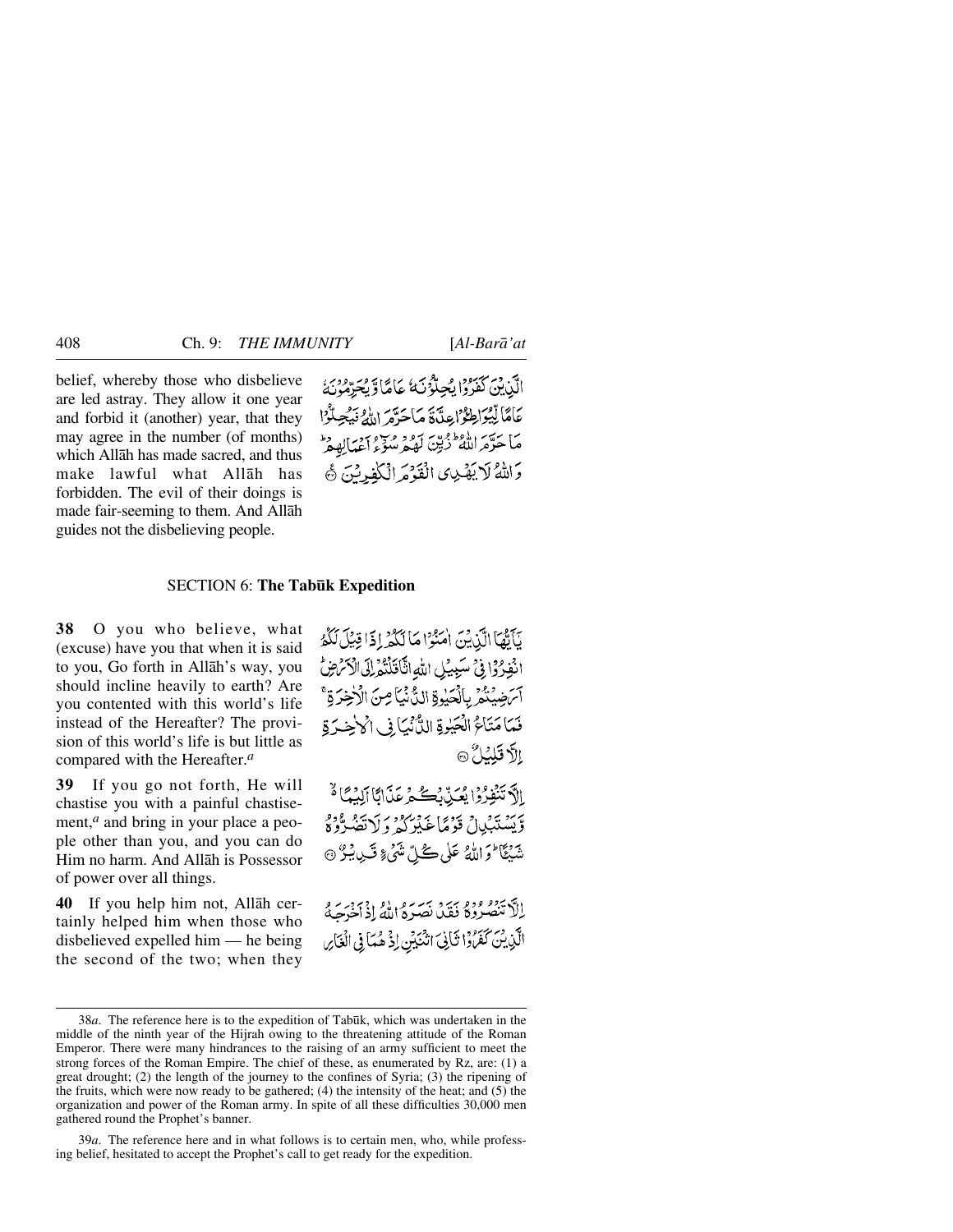belief, whereby those who disbelieve are led astray. They allow it one year and forbid it (another) year, that they may agree in the number (of months) which Allāh has made sacred, and thus make lawful what Allāh has forbidden. The evil of their doings is made fair-seeming to them. And Allāh guides not the disbelieving people.

الَّذِيْنَ كَفَرُوْا يُحِلُّوْنَهٗ عَامًا وَّيُحَرِّمُوْنَهٗ عَامًا لِّيُوَاطِـُٔوْا عِدَّةَ مَا حَرَّمَ اللّٰهُ فَيُحِلُّوْا مَا حَرَّمَ اللّٰهُ ؕ زُيِّنَ لَهُمْ سُوْٓءُ اَعْمَالِهِمْ ؕ وَاللّٰهُ لَا يَهْدِى الْقَوْمَ الْكٰفِرِيْنَ ۝

## SECTION 6: **The Tabūk Expedition**

**38** O you who believe, what (excuse) have you that when it is said to you, Go forth in Allāh's way, you should incline heavily to earth? Are you contented with this world's life instead of the Hereafter? The provision of this world's life is but little as compared with the Hereafter.[a]

يٰۤاَيُّهَا الَّذِيْنَ اٰمَنُوْا مَا لَكُمْ اِذَا قِيْلَ لَكُمُ انْفِرُوْا فِىْ سَبِيْلِ اللّٰهِ اثَّاقَلْتُمْ اِلَى الْاَرْضِ ؕ اَرَضِيْتُمْ بِالْحَيٰوةِ الدُّنْيَا مِنَ الْاٰخِرَةِ ۚ فَمَا مَتَاعُ الْحَيٰوةِ الدُّنْيَا فِى الْاٰخِرَةِ اِلَّا قَلِيْلٌ ۝

**39** If you go not forth, He will chastise you with a painful chastisement,[a] and bring in your place a people other than you, and you can do Him no harm. And Allāh is Possessor of power over all things.

اِلَّا تَنْفِرُوْا يُعَذِّبْكُمْ عَذَابًا اَلِيْمًا ۙ وَّيَسْتَبْدِلْ قَوْمًا غَيْرَكُمْ وَلَا تَضُرُّوْهُ شَيْـًٔا ؕ وَاللّٰهُ عَلٰى كُلِّ شَىْءٍ قَدِيْرٌ ۝

**40** If you help him not, Allāh certainly helped him when those who disbelieved expelled him — he being the second of the two; when they

اِلَّا تَنْصُرُوْهُ فَقَدْ نَصَرَهُ اللّٰهُ اِذْ اَخْرَجَهُ الَّذِيْنَ كَفَرُوْا ثَانِىَ اثْنَيْنِ اِذْ هُمَا فِى الْغَارِ

---

38*a*. The reference here is to the expedition of Tabūk, which was undertaken in the middle of the ninth year of the Hijrah owing to the threatening attitude of the Roman Emperor. There were many hindrances to the raising of an army sufficient to meet the strong forces of the Roman Empire. The chief of these, as enumerated by Rz, are: (1) a great drought; (2) the length of the journey to the confines of Syria; (3) the ripening of the fruits, which were now ready to be gathered; (4) the intensity of the heat; and (5) the organization and power of the Roman army. In spite of all these difficulties 30,000 men gathered round the Prophet's banner.

39*a*. The reference here and in what follows is to certain men, who, while professing belief, hesitated to accept the Prophet's call to get ready for the expedition.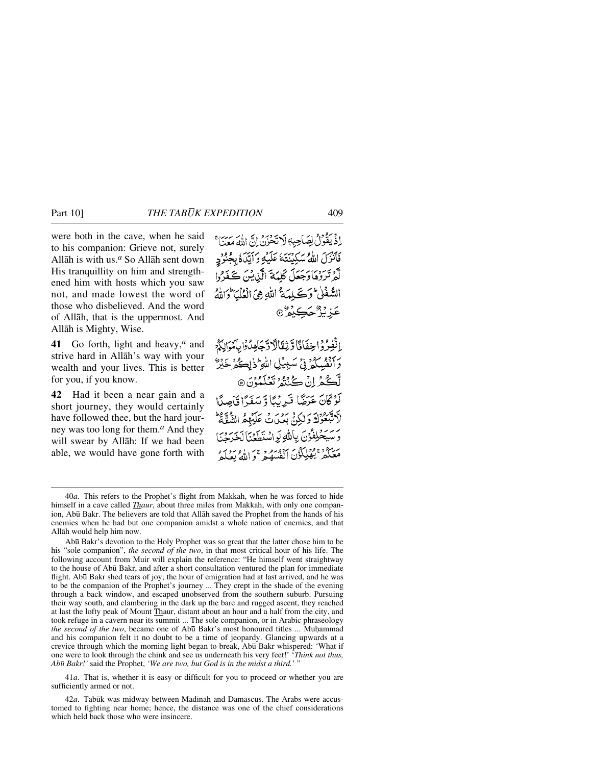were both in the cave, when he said to his companion: Grieve not, surely Allāh is with us.[a] So Allāh sent down His tranquillity on him and strengthened him with hosts which you saw not, and made lowest the word of those who disbelieved. And the word of Allāh, that is the uppermost. And Allāh is Mighty, Wise.

إِذْ يَقُولُ لِصَاحِبِهِ لَا تَحْزَنْ إِنَّ اللَّهَ مَعَنَا ۖ فَأَنزَلَ اللَّهُ سَكِينَتَهُ عَلَيْهِ وَأَيَّدَهُ بِجُنُودٍ لَّمْ تَرَوْهَا وَجَعَلَ كَلِمَةَ الَّذِينَ كَفَرُوا السُّفْلَىٰ ۗ وَكَلِمَةُ اللَّهِ هِيَ الْعُلْيَا ۗ وَاللَّهُ عَزِيزٌ حَكِيمٌ ﴿٤٠﴾

**41** Go forth, light and heavy,[a] and strive hard in Allāh's way with your wealth and your lives. This is better for you, if you know.

انفِرُوا خِفَافًا وَثِقَالًا وَجَاهِدُوا بِأَمْوَالِكُمْ وَأَنفُسِكُمْ فِي سَبِيلِ اللَّهِ ۚ ذَٰلِكُمْ خَيْرٌ لَّكُمْ إِن كُنتُمْ تَعْلَمُونَ ﴿٤١﴾

**42** Had it been a near gain and a short journey, they would certainly have followed thee, but the hard journey was too long for them.[a] And they will swear by Allāh: If we had been able, we would have gone forth with

لَوْ كَانَ عَرَضًا قَرِيبًا وَسَفَرًا قَاصِدًا لَّاتَّبَعُوكَ وَلَٰكِن بَعُدَتْ عَلَيْهِمُ الشُّقَّةُ ۚ وَسَيَحْلِفُونَ بِاللَّهِ لَوِ اسْتَطَعْنَا لَخَرَجْنَا مَعَكُمْ يُهْلِكُونَ أَنفُسَهُمْ وَاللَّهُ يَعْلَمُ

---

40*a*. This refers to the Prophet's flight from Makkah, when he was forced to hide himself in a cave called *Thaur*, about three miles from Makkah, with only one companion, Abū Bakr. The believers are told that Allāh saved the Prophet from the hands of his enemies when he had but one companion amidst a whole nation of enemies, and that Allāh would help him now.

Abū Bakr's devotion to the Holy Prophet was so great that the latter chose him to be his "sole companion", *the second of the two*, in that most critical hour of his life. The following account from Muir will explain the reference: "He himself went straightway to the house of Abū Bakr, and after a short consultation ventured the plan for immediate flight. Abū Bakr shed tears of joy; the hour of emigration had at last arrived, and he was to be the companion of the Prophet's journey ... They crept in the shade of the evening through a back window, and escaped unobserved from the southern suburb. Pursuing their way south, and clambering in the dark up the bare and rugged ascent, they reached at last the lofty peak of Mount Thaur, distant about an hour and a half from the city, and took refuge in a cavern near its summit ... The sole companion, or in Arabic phraseology *the second of the two*, became one of Abū Bakr's most honoured titles ... Muḥammad and his companion felt it no doubt to be a time of jeopardy. Glancing upwards at a crevice through which the morning light began to break, Abū Bakr whispered: 'What if one were to look through the chink and see us underneath his very feet!' '*Think not thus, Abū Bakr!*' said the Prophet, '*We are two, but God is in the midst a third.*' "

41*a*. That is, whether it is easy or difficult for you to proceed or whether you are sufficiently armed or not.

42*a*. Tabūk was midway between Madīnah and Damascus. The Arabs were accustomed to fighting near home; hence, the distance was one of the chief considerations which held back those who were insincere.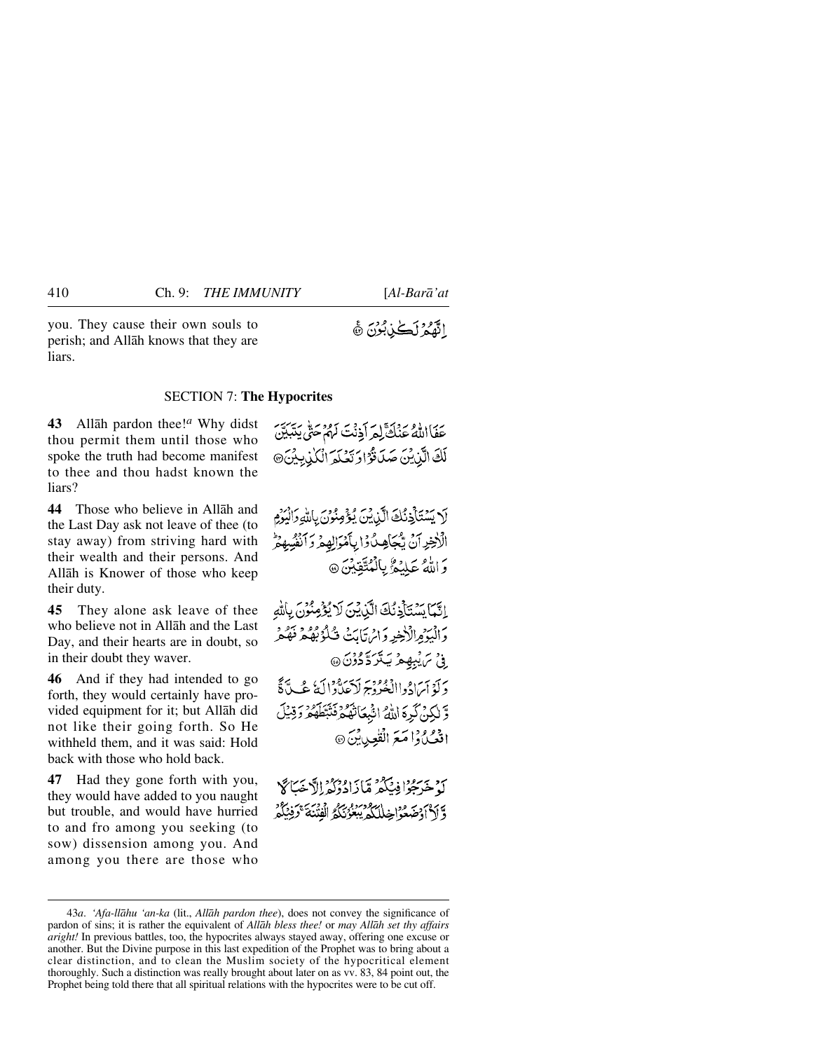you. They cause their own souls to perish; and Allāh knows that they are liars.

إِنَّهُمْ لَكَٰذِبُونَ ﴿٤٢﴾

## SECTION 7: **The Hypocrites**

**43** Allāh pardon thee![a] Why didst thou permit them until those who spoke the truth had become manifest to thee and thou hadst known the liars?

عَفَا ٱللَّهُ عَنكَ لِمَ أَذِنتَ لَهُمْ حَتَّىٰ يَتَبَيَّنَ لَكَ ٱلَّذِينَ صَدَقُوا۟ وَتَعْلَمَ ٱلْكَٰذِبِينَ ﴿٤٣﴾

**44** Those who believe in Allāh and the Last Day ask not leave of thee (to stay away) from striving hard with their wealth and their persons. And Allāh is Knower of those who keep their duty.

لَا يَسْتَـْٔذِنُكَ ٱلَّذِينَ يُؤْمِنُونَ بِٱللَّهِ وَٱلْيَوْمِ ٱلْءَاخِرِ أَن يُجَٰهِدُوا۟ بِأَمْوَٰلِهِمْ وَأَنفُسِهِمْ ۗ وَٱللَّهُ عَلِيمٌۢ بِٱلْمُتَّقِينَ ﴿٤٤﴾

**45** They alone ask leave of thee who believe not in Allāh and the Last Day, and their hearts are in doubt, so in their doubt they waver.

إِنَّمَا يَسْتَـْٔذِنُكَ ٱلَّذِينَ لَا يُؤْمِنُونَ بِٱللَّهِ وَٱلْيَوْمِ ٱلْءَاخِرِ وَٱرْتَابَتْ قُلُوبُهُمْ فَهُمْ فِى رَيْبِهِمْ يَتَرَدَّدُونَ ﴿٤٥﴾

**46** And if they had intended to go forth, they would certainly have provided equipment for it; but Allāh did not like their going forth. So He withheld them, and it was said: Hold back with those who hold back.

وَلَوْ أَرَادُوا۟ ٱلْخُرُوجَ لَأَعَدُّوا۟ لَهُۥ عُدَّةً وَلَٰكِن كَرِهَ ٱللَّهُ ٱنۢبِعَاثَهُمْ فَثَبَّطَهُمْ وَقِيلَ ٱقْعُدُوا۟ مَعَ ٱلْقَٰعِدِينَ ﴿٤٦﴾

**47** Had they gone forth with you, they would have added to you naught but trouble, and would have hurried to and fro among you seeking (to sow) dissension among you. And among you there are those who

لَوْ خَرَجُوا۟ فِيكُم مَّا زَادُوكُمْ إِلَّا خَبَالًا وَلَأَوْضَعُوا۟ خِلَٰلَكُمْ يَبْغُونَكُمُ ٱلْفِتْنَةَ وَفِيكُمْ

---

43*a*. *'Afa-llāhu 'an-ka* (lit., *Allāh pardon thee*), does not convey the significance of pardon of sins; it is rather the equivalent of *Allāh bless thee!* or *may Allāh set thy affairs aright!* In previous battles, too, the hypocrites always stayed away, offering one excuse or another. But the Divine purpose in this last expedition of the Prophet was to bring about a clear distinction, and to clean the Muslim society of the hypocritical element thoroughly. Such a distinction was really brought about later on as vv. 83, 84 point out, the Prophet being told there that all spiritual relations with the hypocrites were to be cut off.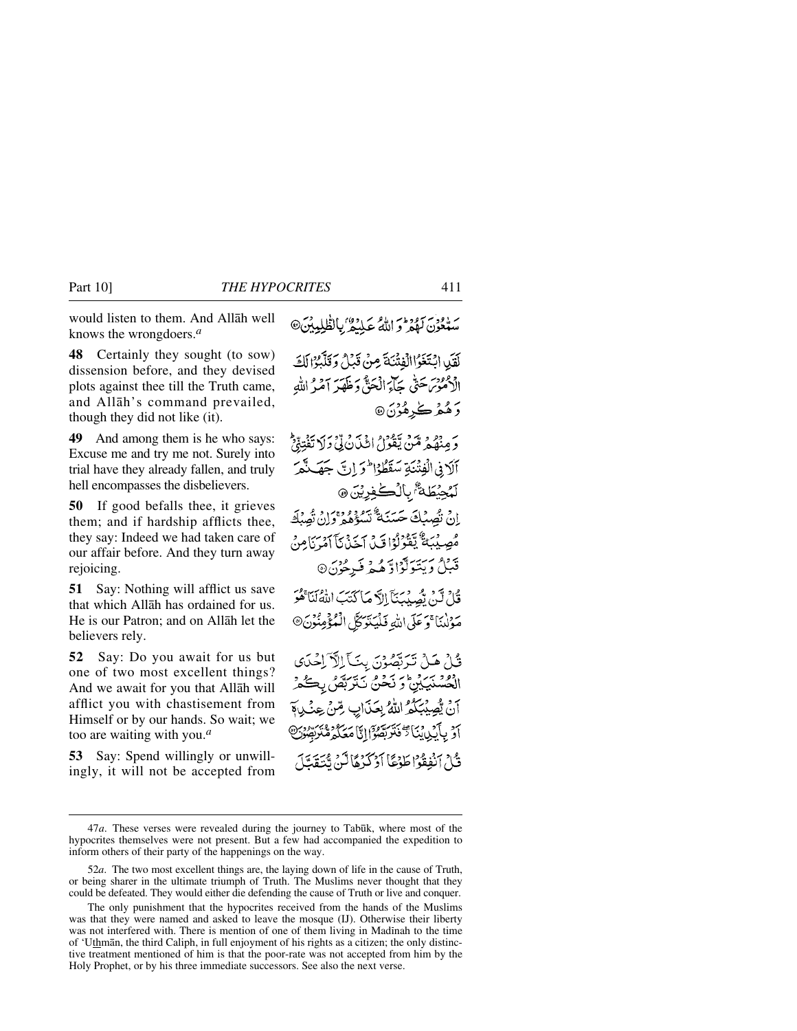would listen to them. And Allāh well knows the wrongdoers.[a]

سَمّٰعُوْنَ لَهُمْ ۭ وَاللّٰهُ عَلِيْمٌۢ بِالظّٰلِمِيْنَ

**48** Certainly they sought (to sow) dissension before, and they devised plots against thee till the Truth came, and Allāh's command prevailed, though they did not like (it).

لَقَدِ ابْتَغَوُا الْفِتْنَةَ مِنْ قَبْلُ وَقَلَّبُوْا لَكَ الْاُمُوْرَ حَتّٰى جَآءَ الْحَقُّ وَظَهَرَ اَمْرُ اللّٰهِ وَهُمْ كٰرِهُوْنَ

**49** And among them is he who says: Excuse me and try me not. Surely into trial have they already fallen, and truly hell encompasses the disbelievers.

وَمِنْهُمْ مَّنْ يَّقُوْلُ ائْذَنْ لِّيْ وَلَا تَفْتِنِّيْ ۭ اَلَا فِي الْفِتْنَةِ سَقَطُوْا ۭ وَاِنَّ جَهَنَّمَ لَمُحِيْطَةٌۢ بِالْكٰفِرِيْنَ

**50** If good befalls thee, it grieves them; and if hardship afflicts thee, they say: Indeed we had taken care of our affair before. And they turn away rejoicing.

اِنْ تُصِبْكَ حَسَنَةٌ تَسُؤْهُمْ ۚ وَاِنْ تُصِبْكَ مُصِيْبَةٌ يَّقُوْلُوْا قَدْ اَخَذْنَآ اَمْرَنَا مِنْ قَبْلُ وَيَتَوَلَّوْا وَّهُمْ فَرِحُوْنَ

**51** Say: Nothing will afflict us save that which Allāh has ordained for us. He is our Patron; and on Allāh let the believers rely.

قُلْ لَّنْ يُّصِيْبَنَآ اِلَّا مَا كَتَبَ اللّٰهُ لَنَا ۚ هُوَ مَوْلٰىنَا ۚ وَعَلَى اللّٰهِ فَلْيَتَوَكَّلِ الْمُؤْمِنُوْنَ

**52** Say: Do you await for us but one of two most excellent things? And we await for you that Allāh will afflict you with chastisement from Himself or by our hands. So wait; we too are waiting with you.[a]

قُلْ هَلْ تَرَبَّصُوْنَ بِنَآ اِلَّآ اِحْدَى الْحُسْنَيَيْنِ ۭ وَنَحْنُ نَتَرَبَّصُ بِكُمْ اَنْ يُّصِيْبَكُمُ اللّٰهُ بِعَذَابٍ مِّنْ عِنْدِهٖٓ اَوْ بِاَيْدِيْنَا ڮ فَتَرَبَّصُوْٓا اِنَّا مَعَكُمْ مُّتَرَبِّصُوْنَ

**53** Say: Spend willingly or unwillingly, it will not be accepted from

قُلْ اَنْفِقُوْا طَوْعًا اَوْ كَرْهًا لَّنْ يُّتَقَبَّلَ

---

47*a*. These verses were revealed during the journey to Tabūk, where most of the hypocrites themselves were not present. But a few had accompanied the expedition to inform others of their party of the happenings on the way.

52*a*. The two most excellent things are, the laying down of life in the cause of Truth, or being sharer in the ultimate triumph of Truth. The Muslims never thought that they could be defeated. They would either die defending the cause of Truth or live and conquer.

The only punishment that the hypocrites received from the hands of the Muslims was that they were named and asked to leave the mosque (IJ). Otherwise their liberty was not interfered with. There is mention of one of them living in Madinah to the time of 'Uthmān, the third Caliph, in full enjoyment of his rights as a citizen; the only distinctive treatment mentioned of him is that the poor-rate was not accepted from him by the Holy Prophet, or by his three immediate successors. See also the next verse.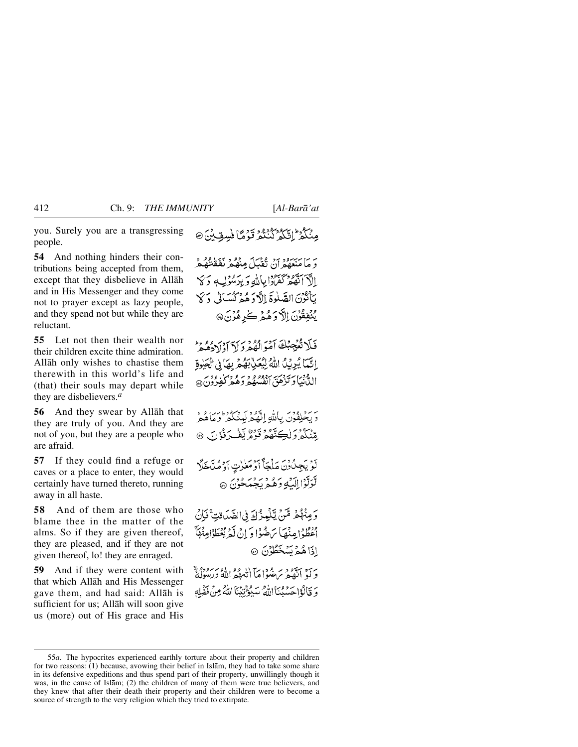you. Surely you are a transgressing people.

مِنْكُمْ ۚ إِنَّكُمْ كُنْتُمْ قَوْمًا فٰسِقِيْنَ ۝

**54** And nothing hinders their contributions being accepted from them, except that they disbelieve in Allāh and in His Messenger and they come not to prayer except as lazy people, and they spend not but while they are reluctant.

وَمَا مَنَعَهُمْ أَنْ تُقْبَلَ مِنْهُمْ نَفَقٰتُهُمْ إِلَّآ أَنَّهُمْ كَفَرُوْا بِاللّٰهِ وَبِرَسُوْلِهٖ وَلَا يَأْتُوْنَ الصَّلٰوةَ إِلَّا وَهُمْ كُسَالٰى وَلَا يُنْفِقُوْنَ إِلَّا وَهُمْ كٰرِهُوْنَ ۝

**55** Let not then their wealth nor their children excite thine admiration. Allāh only wishes to chastise them therewith in this world's life and (that) their souls may depart while they are disbelievers.[a]

فَلَا تُعْجِبْكَ أَمْوَالُهُمْ وَلَآ أَوْلَادُهُمْ ۚ إِنَّمَا يُرِيْدُ اللّٰهُ لِيُعَذِّبَهُمْ بِهَا فِي الْحَيٰوةِ الدُّنْيَا وَتَزْهَقَ أَنْفُسُهُمْ وَهُمْ كٰفِرُوْنَ ۝

**56** And they swear by Allāh that they are truly of you. And they are not of you, but they are a people who are afraid.

وَيَحْلِفُوْنَ بِاللّٰهِ إِنَّهُمْ لَمِنْكُمْ ۚ وَمَا هُمْ مِّنْكُمْ وَلٰكِنَّهُمْ قَوْمٌ يَّفْرَقُوْنَ ۝

**57** If they could find a refuge or caves or a place to enter, they would certainly have turned thereto, running away in all haste.

لَوْ يَجِدُوْنَ مَلْجَأً أَوْ مَغٰرٰتٍ أَوْ مُدَّخَلًا لَّوَلَّوْا إِلَيْهِ وَهُمْ يَجْمَحُوْنَ ۝

**58** And of them are those who blame thee in the matter of the alms. So if they are given thereof, they are pleased, and if they are not given thereof, lo! they are enraged.

وَمِنْهُمْ مَّنْ يَّلْمِزُكَ فِي الصَّدَقٰتِ ۚ فَإِنْ أُعْطُوْا مِنْهَا رَضُوْا وَإِنْ لَّمْ يُعْطَوْا مِنْهَآ إِذَا هُمْ يَسْخَطُوْنَ ۝

**59** And if they were content with that which Allāh and His Messenger gave them, and had said: Allāh is sufficient for us; Allāh will soon give us (more) out of His grace and His

وَلَوْ أَنَّهُمْ رَضُوْا مَآ اٰتٰىهُمُ اللّٰهُ وَرَسُوْلُهٗ ۙ وَقَالُوْا حَسْبُنَا اللّٰهُ سَيُؤْتِيْنَا اللّٰهُ مِنْ فَضْلِهٖ

---

55*a*. The hypocrites experienced earthly torture about their property and children for two reasons: (1) because, avowing their belief in Islām, they had to take some share in its defensive expeditions and thus spend part of their property, unwillingly though it was, in the cause of Islām; (2) the children of many of them were true believers, and they knew that after their death their property and their children were to become a source of strength to the very religion which they tried to extirpate.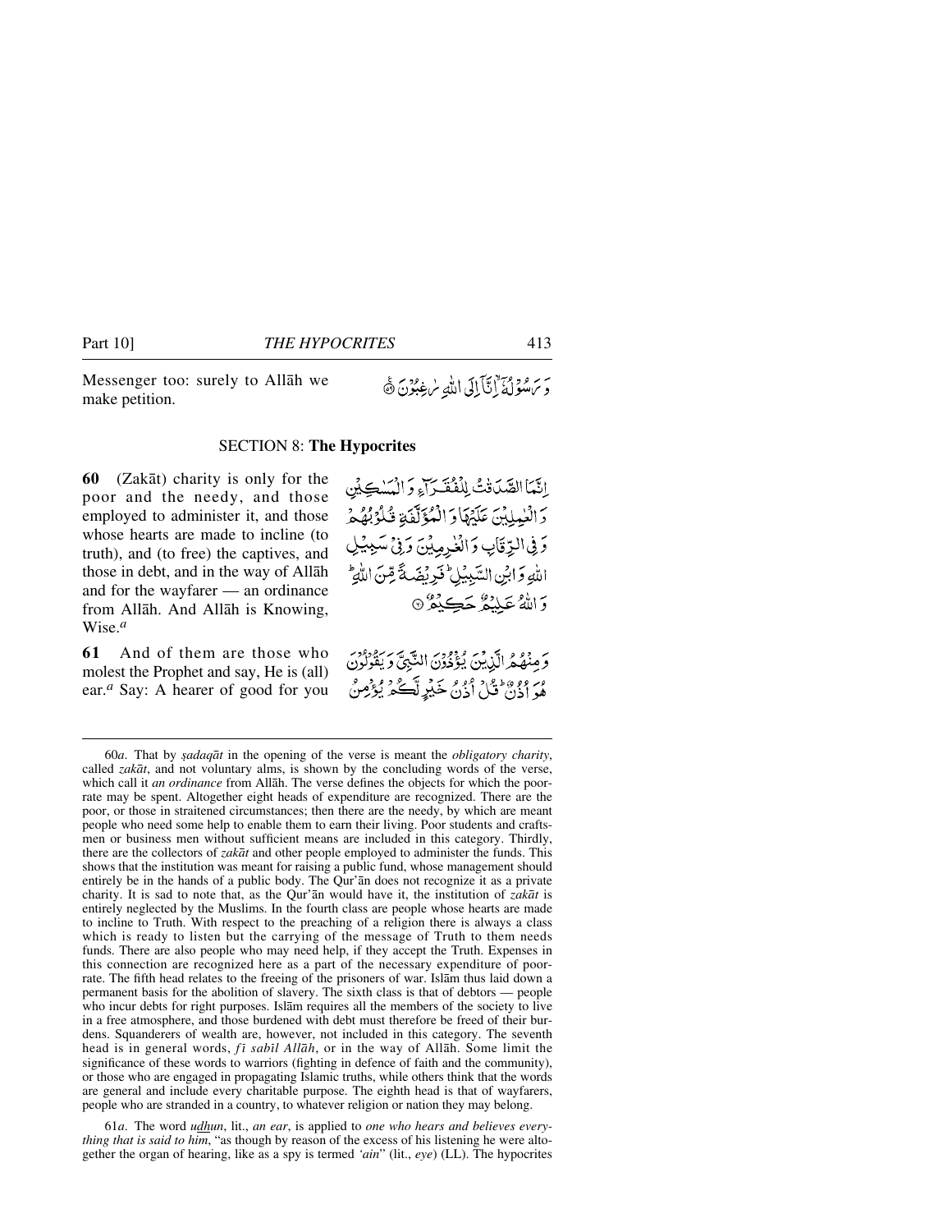Messenger too: surely to Allāh we make petition.

وَ رَسُوْلُهٗۤ ۙ اِنَّاۤ اِلَى اللّٰهِ رٰغِبُوْنَ ﴿۵۹﴾

## SECTION 8: **The Hypocrites**

**60** (Zakāt) charity is only for the poor and the needy, and those employed to administer it, and those whose hearts are made to incline (to truth), and (to free) the captives, and those in debt, and in the way of Allāh and for the wayfarer — an ordinance from Allāh. And Allāh is Knowing, Wise.[a]

اِنَّمَا الصَّدَقٰتُ لِلْفُقَرَآءِ وَ الْمَسٰكِيْنِ وَ الْعٰمِلِيْنَ عَلَيْهَا وَ الْمُؤَلَّفَةِ قُلُوْبُهُمْ وَ فِى الرِّقَابِ وَ الْغٰرِمِيْنَ وَ فِىْ سَبِيْلِ اللّٰهِ وَ ابْنِ السَّبِيْلِ ؕ فَرِيْضَةً مِّنَ اللّٰهِ ؕ وَ اللّٰهُ عَلِيْمٌ حَكِيْمٌ ﴿۶۰﴾

**61** And of them are those who molest the Prophet and say, He is (all) ear.[a] Say: A hearer of good for you

وَ مِنْهُمُ الَّذِيْنَ يُؤْذُوْنَ النَّبِىَّ وَ يَقُوْلُوْنَ هُوَ اُذُنٌ ؕ قُلْ اُذُنُ خَيْرٍ لَّكُمْ يُؤْمِنُ

---

60*a*. That by *ṣadaqāt* in the opening of the verse is meant the *obligatory charity*, called *zakāt*, and not voluntary alms, is shown by the concluding words of the verse, which call it *an ordinance* from Allāh. The verse defines the objects for which the poor-rate may be spent. Altogether eight heads of expenditure are recognized. There are the poor, or those in straitened circumstances; then there are the needy, by which are meant people who need some help to enable them to earn their living. Poor students and craftsmen or business men without sufficient means are included in this category. Thirdly, there are the collectors of *zakāt* and other people employed to administer the funds. This shows that the institution was meant for raising a public fund, whose management should entirely be in the hands of a public body. The Qur'ān does not recognize it as a private charity. It is sad to note that, as the Qur'ān would have it, the institution of *zakāt* is entirely neglected by the Muslims. In the fourth class are people whose hearts are made to incline to Truth. With respect to the preaching of a religion there is always a class which is ready to listen but the carrying of the message of Truth to them needs funds. There are also people who may need help, if they accept the Truth. Expenses in this connection are recognized here as a part of the necessary expenditure of poor-rate. The fifth head relates to the freeing of the prisoners of war. Islām thus laid down a permanent basis for the abolition of slavery. The sixth class is that of debtors — people who incur debts for right purposes. Islām requires all the members of the society to live in a free atmosphere, and those burdened with debt must therefore be freed of their burdens. Squanderers of wealth are, however, not included in this category. The seventh head is in general words, *fī sabīl Allāh*, or in the way of Allāh. Some limit the significance of these words to warriors (fighting in defence of faith and the community), or those who are engaged in propagating Islamic truths, while others think that the words are general and include every charitable purpose. The eighth head is that of wayfarers, people who are stranded in a country, to whatever religion or nation they may belong.

61*a*. The word *udhun*, lit., *an ear*, is applied to *one who hears and believes everything that is said to him*, "as though by reason of the excess of his listening he were altogether the organ of hearing, like as a spy is termed *'ain*" (lit., *eye*) (LL). The hypocrites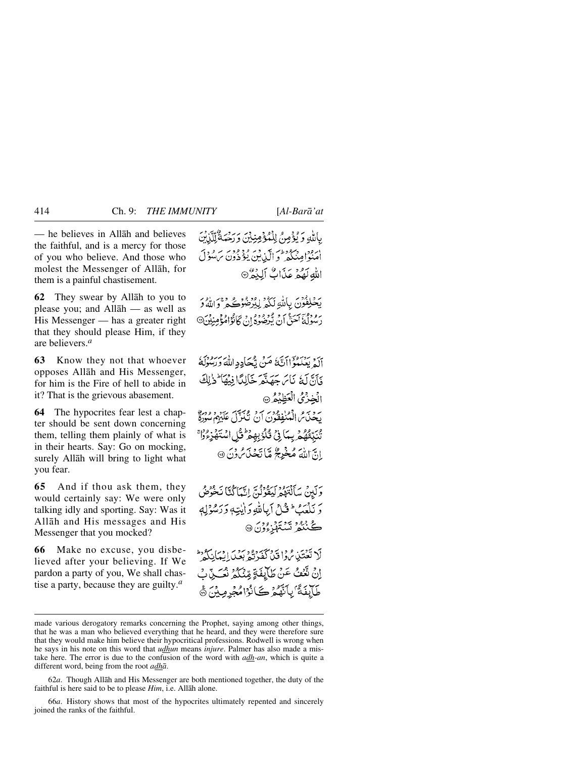— he believes in Allāh and believes the faithful, and is a mercy for those of you who believe. And those who molest the Messenger of Allāh, for them is a painful chastisement.

بِاللّٰهِ وَ يُؤْمِنُ لِلْمُؤْمِنِيْنَ وَرَحْمَةٌ لِّلَّذِيْنَ اٰمَنُوْا مِنْكُمْ ؕ وَالَّذِيْنَ يُؤْذُوْنَ رَسُوْلَ اللّٰهِ لَهُمْ عَذَابٌ اَلِيْمٌ ﴿۶۱﴾

**62** They swear by Allāh to you to please you; and Allāh — as well as His Messenger — has a greater right that they should please Him, if they are believers.[a]

يَحْلِفُوْنَ بِاللّٰهِ لَكُمْ لِيُرْضُوْكُمْ ۚ وَاللّٰهُ وَرَسُوْلُهٗۤ اَحَقُّ اَنْ يُّرْضُوْهُ اِنْ كَانُوْا مُؤْمِنِيْنَ ﴿۶۲﴾

**63** Know they not that whoever opposes Allāh and His Messenger, for him is the Fire of hell to abide in it? That is the grievous abasement.

اَلَمْ يَعْلَمُوْۤا اَنَّهٗ مَنْ يُّحَادِدِ اللّٰهَ وَرَسُوْلَهٗ فَاَنَّ لَهٗ نَارَ جَهَنَّمَ خَالِدًا فِيْهَا ؕ ذٰلِكَ الْخِزْيُ الْعَظِيْمُ ﴿۶۳﴾

**64** The hypocrites fear lest a chapter should be sent down concerning them, telling them plainly of what is in their hearts. Say: Go on mocking, surely Allāh will bring to light what you fear.

يَحْذَرُ الْمُنٰفِقُوْنَ اَنْ تُنَزَّلَ عَلَيْهِمْ سُوْرَةٌ تُنَبِّئُهُمْ بِمَا فِيْ قُلُوْبِهِمْ ؕ قُلِ اسْتَهْزِءُوْا ۚ اِنَّ اللّٰهَ مُخْرِجٌ مَّا تَحْذَرُوْنَ ﴿۶۴﴾

**65** And if thou ask them, they would certainly say: We were only talking idly and sporting. Say: Was it Allāh and His messages and His Messenger that you mocked?

وَلَئِنْ سَاَلْتَهُمْ لَيَقُوْلُنَّ اِنَّمَا كُنَّا نَخُوْضُ وَنَلْعَبُ ؕ قُلْ اَبِاللّٰهِ وَاٰيٰتِهٖ وَرَسُوْلِهٖ كُنْتُمْ تَسْتَهْزِءُوْنَ ﴿۶۵﴾

**66** Make no excuse, you disbelieved after your believing. If We pardon a party of you, We shall chastise a party, because they are guilty.[a]

لَا تَعْتَذِرُوْا قَدْ كَفَرْتُمْ بَعْدَ اِيْمَانِكُمْ ؕ اِنْ نَّعْفُ عَنْ طَآئِفَةٍ مِّنْكُمْ نُعَذِّبْ طَآئِفَةًۢ بِاَنَّهُمْ كَانُوْا مُجْرِمِيْنَ ﴿۶۶﴾

---

made various derogatory remarks concerning the Prophet, saying among other things, that he was a man who believed everything that he heard, and they were therefore sure that they would make him believe their hypocritical professions. Rodwell is wrong when he says in his note on this word that *udhun* means *injure*. Palmer has also made a mistake here. The error is due to the confusion of the word with *adh-an*, which is quite a different word, being from the root *adhā*.

62*a*. Though Allāh and His Messenger are both mentioned together, the duty of the faithful is here said to be to please *Him*, i.e. Allāh alone.

66*a*. History shows that most of the hypocrites ultimately repented and sincerely joined the ranks of the faithful.